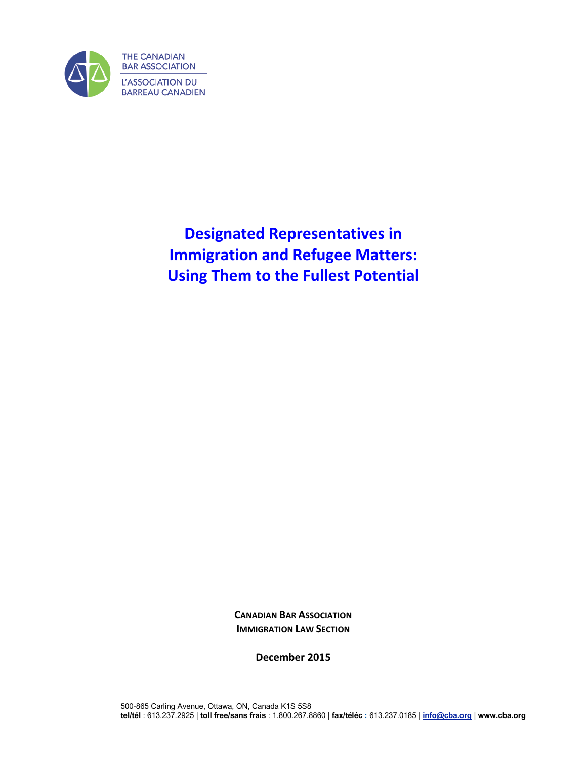THE CANADIAN BAR ASSOCIATION

L'ASSOCIATION DU BARREAU CANADIEN

# Designated Representatives in Immigration and Refugee Matters: Using Them to the Fullest Potential

**CANADIAN BAR ASSOCIATION**
**IMMIGRATION LAW SECTION**

**December 2015**

500-865 Carling Avenue, Ottawa, ON, Canada K1S 5S8
**tel/tél** : 613.237.2925 | **toll free/sans frais** : 1.800.267.8860 | **fax/téléc** : 613.237.0185 | **info@cba.org** | **www.cba.org**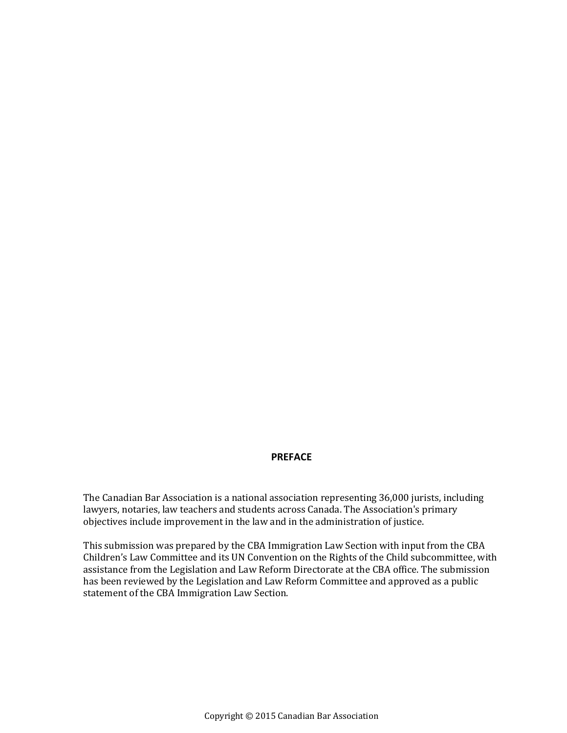**PREFACE**

The Canadian Bar Association is a national association representing 36,000 jurists, including lawyers, notaries, law teachers and students across Canada. The Association's primary objectives include improvement in the law and in the administration of justice.

This submission was prepared by the CBA Immigration Law Section with input from the CBA Children's Law Committee and its UN Convention on the Rights of the Child subcommittee, with assistance from the Legislation and Law Reform Directorate at the CBA office. The submission has been reviewed by the Legislation and Law Reform Committee and approved as a public statement of the CBA Immigration Law Section.

Copyright © 2015 Canadian Bar Association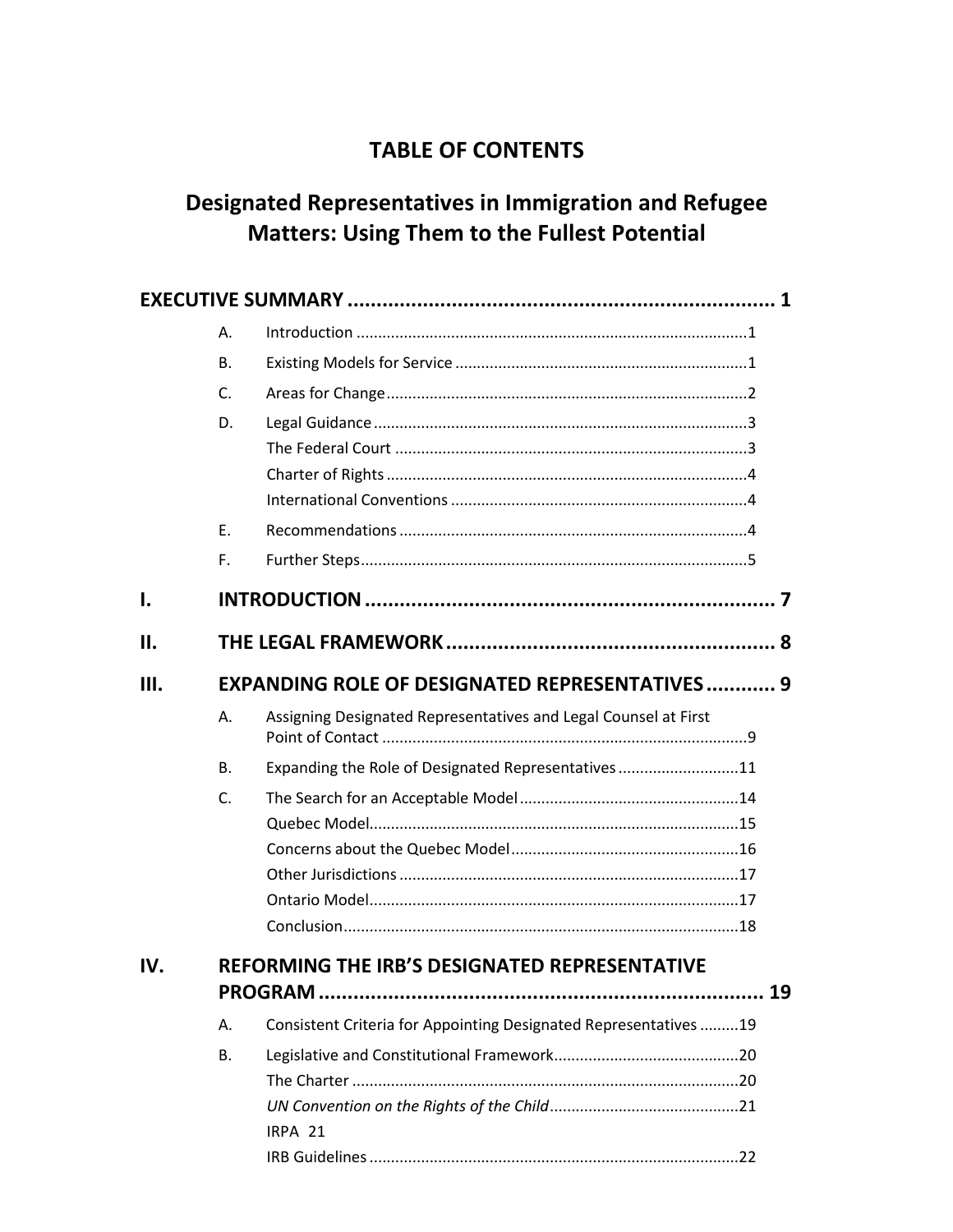# TABLE OF CONTENTS

## Designated Representatives in Immigration and Refugee Matters: Using Them to the Fullest Potential

**EXECUTIVE SUMMARY ........................................................................ 1**

- A. Introduction ........................................................................................1
- B. Existing Models for Service ..................................................................1
- C. Areas for Change ..................................................................................2
- D. Legal Guidance .....................................................................................3
  - The Federal Court ................................................................................3
  - Charter of Rights ..................................................................................4
  - International Conventions ....................................................................4
- E. Recommendations ................................................................................4
- F. Further Steps.........................................................................................5

**I. INTRODUCTION ..................................................................... 7**

**II. THE LEGAL FRAMEWORK ........................................................ 8**

**III. EXPANDING ROLE OF DESIGNATED REPRESENTATIVES ............ 9**

- A. Assigning Designated Representatives and Legal Counsel at First Point of Contact ....................................................................................9
- B. Expanding the Role of Designated Representatives ...........................11
- C. The Search for an Acceptable Model ..................................................14
  - Quebec Model.....................................................................................15
  - Concerns about the Quebec Model ....................................................16
  - Other Jurisdictions ..............................................................................17
  - Ontario Model.....................................................................................17
  - Conclusion...........................................................................................18

**IV. REFORMING THE IRB'S DESIGNATED REPRESENTATIVE PROGRAM ............................................................................ 19**

- A. Consistent Criteria for Appointing Designated Representatives .........19
- B. Legislative and Constitutional Framework..........................................20
  - The Charter .........................................................................................20
  - *UN Convention on the Rights of the Child*...........................................21
  - IRPA 21
  - IRB Guidelines .....................................................................................22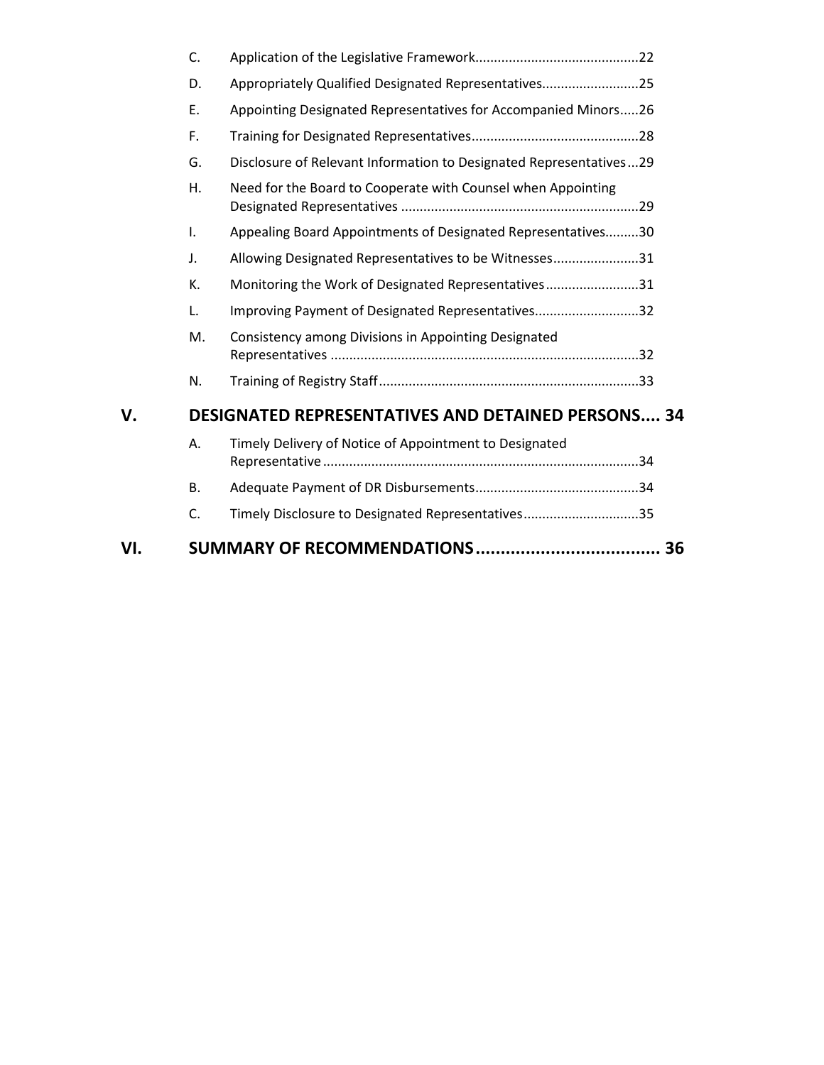C. Application of the Legislative Framework ........................................... 22

D. Appropriately Qualified Designated Representatives ......................... 25

E. Appointing Designated Representatives for Accompanied Minors ..... 26

F. Training for Designated Representatives ............................................ 28

G. Disclosure of Relevant Information to Designated Representatives ... 29

H. Need for the Board to Cooperate with Counsel when Appointing Designated Representatives ............................................................... 29

I. Appealing Board Appointments of Designated Representatives ......... 30

J. Allowing Designated Representatives to be Witnesses ....................... 31

K. Monitoring the Work of Designated Representatives ......................... 31

L. Improving Payment of Designated Representatives ............................ 32

M. Consistency among Divisions in Appointing Designated Representatives .................................................................................. 32

N. Training of Registry Staff ..................................................................... 33

**V. DESIGNATED REPRESENTATIVES AND DETAINED PERSONS .... 34**

A. Timely Delivery of Notice of Appointment to Designated Representative .................................................................................... 34

B. Adequate Payment of DR Disbursements ............................................ 34

C. Timely Disclosure to Designated Representatives .............................. 35

**VI. SUMMARY OF RECOMMENDATIONS ..................................... 36**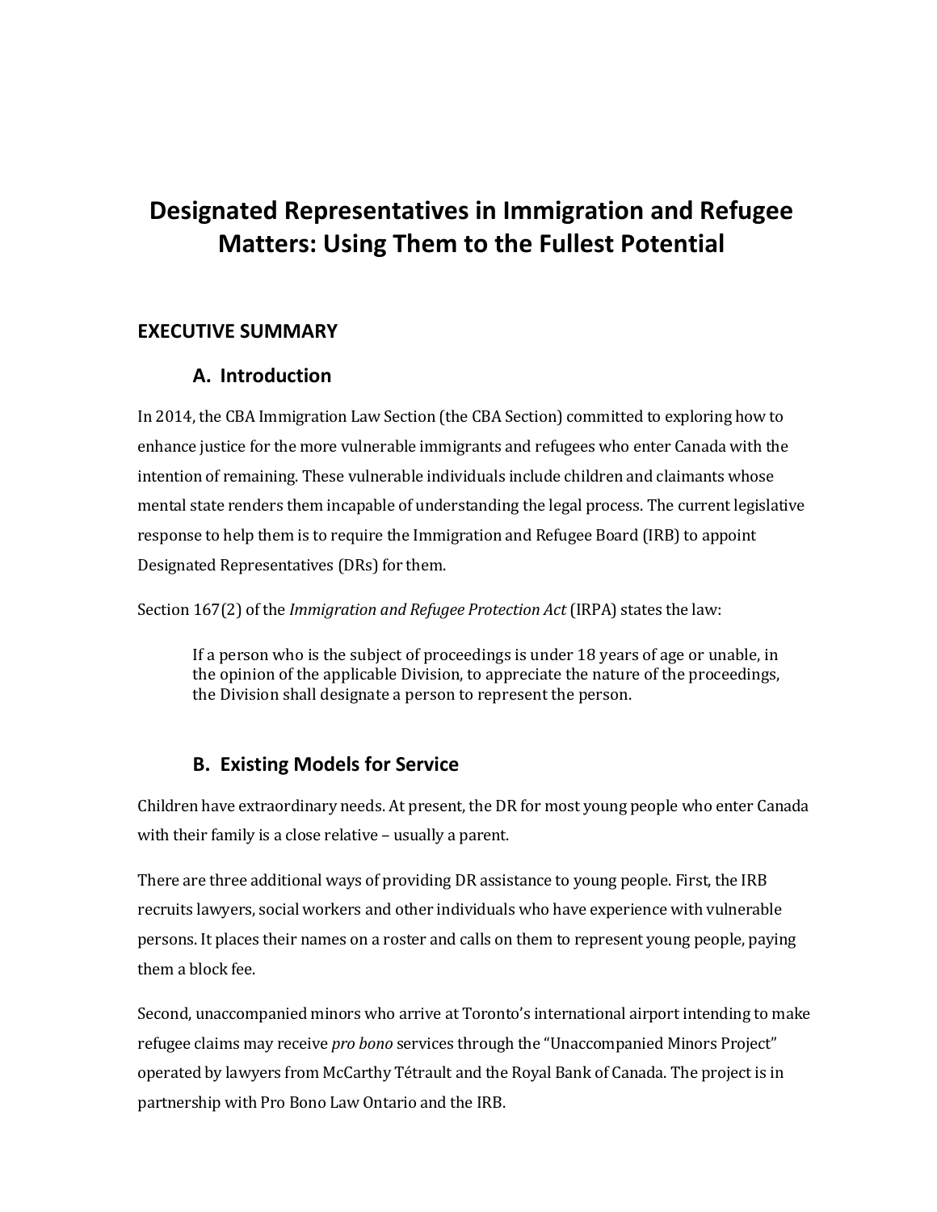# Designated Representatives in Immigration and Refugee Matters: Using Them to the Fullest Potential

## EXECUTIVE SUMMARY

### A. Introduction

In 2014, the CBA Immigration Law Section (the CBA Section) committed to exploring how to enhance justice for the more vulnerable immigrants and refugees who enter Canada with the intention of remaining. These vulnerable individuals include children and claimants whose mental state renders them incapable of understanding the legal process. The current legislative response to help them is to require the Immigration and Refugee Board (IRB) to appoint Designated Representatives (DRs) for them.

Section 167(2) of the *Immigration and Refugee Protection Act* (IRPA) states the law:

> If a person who is the subject of proceedings is under 18 years of age or unable, in the opinion of the applicable Division, to appreciate the nature of the proceedings, the Division shall designate a person to represent the person.

### B. Existing Models for Service

Children have extraordinary needs. At present, the DR for most young people who enter Canada with their family is a close relative – usually a parent.

There are three additional ways of providing DR assistance to young people. First, the IRB recruits lawyers, social workers and other individuals who have experience with vulnerable persons. It places their names on a roster and calls on them to represent young people, paying them a block fee.

Second, unaccompanied minors who arrive at Toronto's international airport intending to make refugee claims may receive *pro bono* services through the "Unaccompanied Minors Project" operated by lawyers from McCarthy Tétrault and the Royal Bank of Canada. The project is in partnership with Pro Bono Law Ontario and the IRB.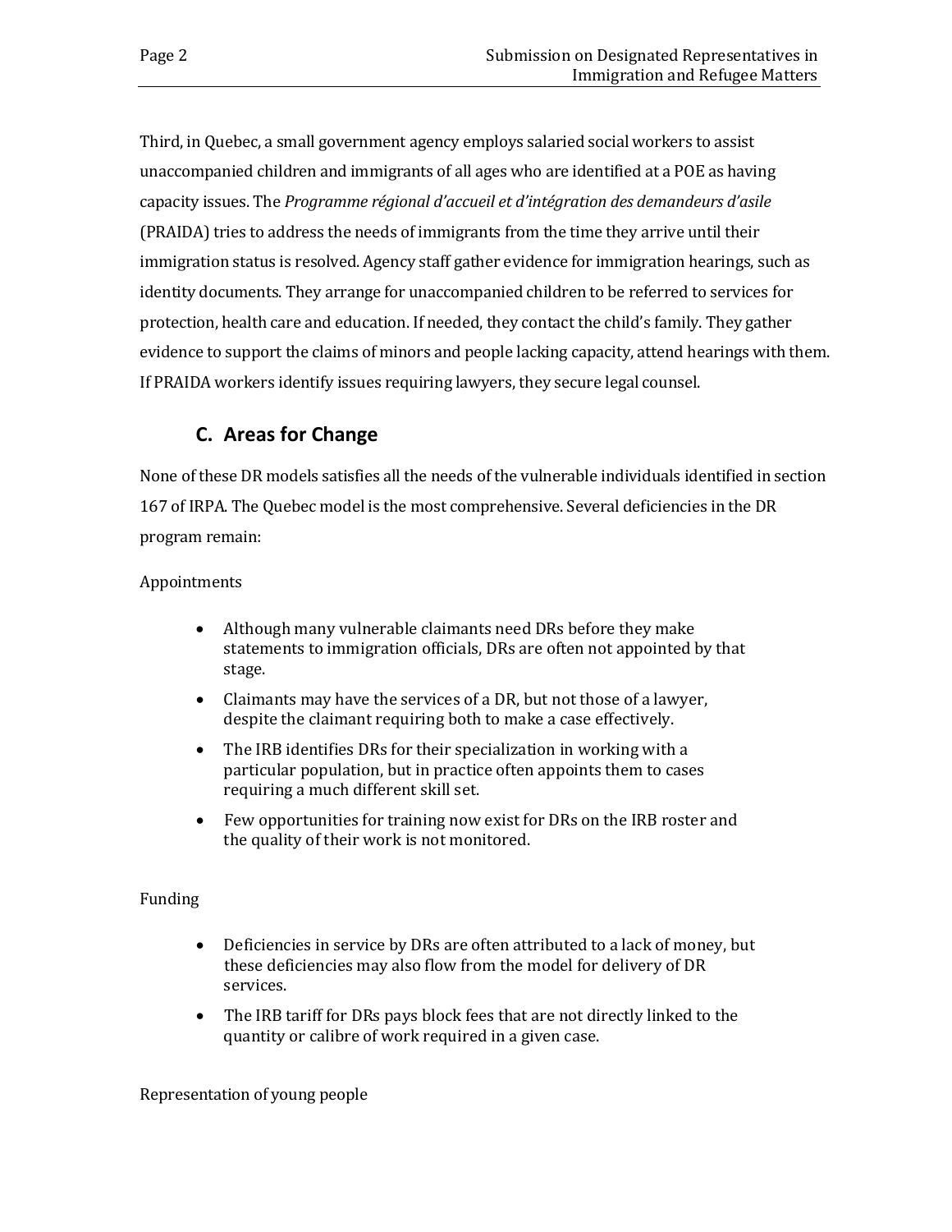Third, in Quebec, a small government agency employs salaried social workers to assist unaccompanied children and immigrants of all ages who are identified at a POE as having capacity issues. The *Programme régional d'accueil et d'intégration des demandeurs d'asile* (PRAIDA) tries to address the needs of immigrants from the time they arrive until their immigration status is resolved. Agency staff gather evidence for immigration hearings, such as identity documents. They arrange for unaccompanied children to be referred to services for protection, health care and education. If needed, they contact the child's family. They gather evidence to support the claims of minors and people lacking capacity, attend hearings with them. If PRAIDA workers identify issues requiring lawyers, they secure legal counsel.

## C. Areas for Change

None of these DR models satisfies all the needs of the vulnerable individuals identified in section 167 of IRPA. The Quebec model is the most comprehensive. Several deficiencies in the DR program remain:

Appointments

- Although many vulnerable claimants need DRs before they make statements to immigration officials, DRs are often not appointed by that stage.
- Claimants may have the services of a DR, but not those of a lawyer, despite the claimant requiring both to make a case effectively.
- The IRB identifies DRs for their specialization in working with a particular population, but in practice often appoints them to cases requiring a much different skill set.
- Few opportunities for training now exist for DRs on the IRB roster and the quality of their work is not monitored.

Funding

- Deficiencies in service by DRs are often attributed to a lack of money, but these deficiencies may also flow from the model for delivery of DR services.
- The IRB tariff for DRs pays block fees that are not directly linked to the quantity or calibre of work required in a given case.

Representation of young people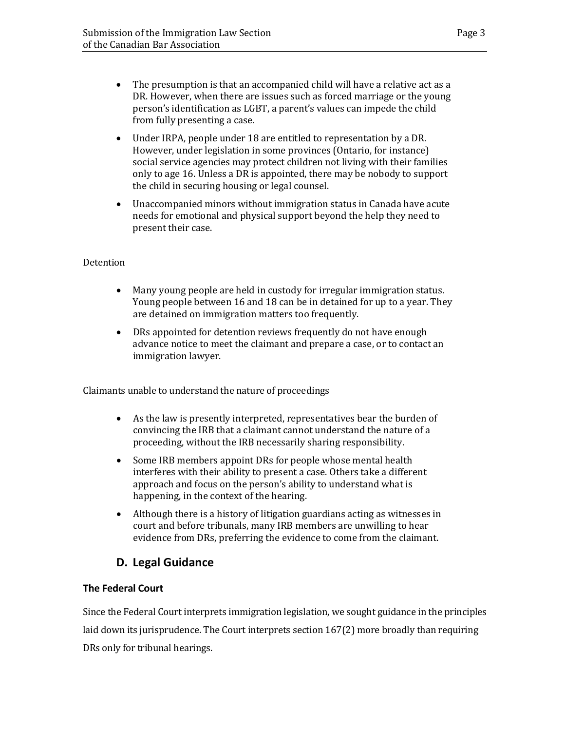- The presumption is that an accompanied child will have a relative act as a DR. However, when there are issues such as forced marriage or the young person's identification as LGBT, a parent's values can impede the child from fully presenting a case.
- Under IRPA, people under 18 are entitled to representation by a DR. However, under legislation in some provinces (Ontario, for instance) social service agencies may protect children not living with their families only to age 16. Unless a DR is appointed, there may be nobody to support the child in securing housing or legal counsel.
- Unaccompanied minors without immigration status in Canada have acute needs for emotional and physical support beyond the help they need to present their case.

Detention

- Many young people are held in custody for irregular immigration status. Young people between 16 and 18 can be in detained for up to a year. They are detained on immigration matters too frequently.
- DRs appointed for detention reviews frequently do not have enough advance notice to meet the claimant and prepare a case, or to contact an immigration lawyer.

Claimants unable to understand the nature of proceedings

- As the law is presently interpreted, representatives bear the burden of convincing the IRB that a claimant cannot understand the nature of a proceeding, without the IRB necessarily sharing responsibility.
- Some IRB members appoint DRs for people whose mental health interferes with their ability to present a case. Others take a different approach and focus on the person's ability to understand what is happening, in the context of the hearing.
- Although there is a history of litigation guardians acting as witnesses in court and before tribunals, many IRB members are unwilling to hear evidence from DRs, preferring the evidence to come from the claimant.

## D. Legal Guidance

### The Federal Court

Since the Federal Court interprets immigration legislation, we sought guidance in the principles laid down its jurisprudence. The Court interprets section 167(2) more broadly than requiring DRs only for tribunal hearings.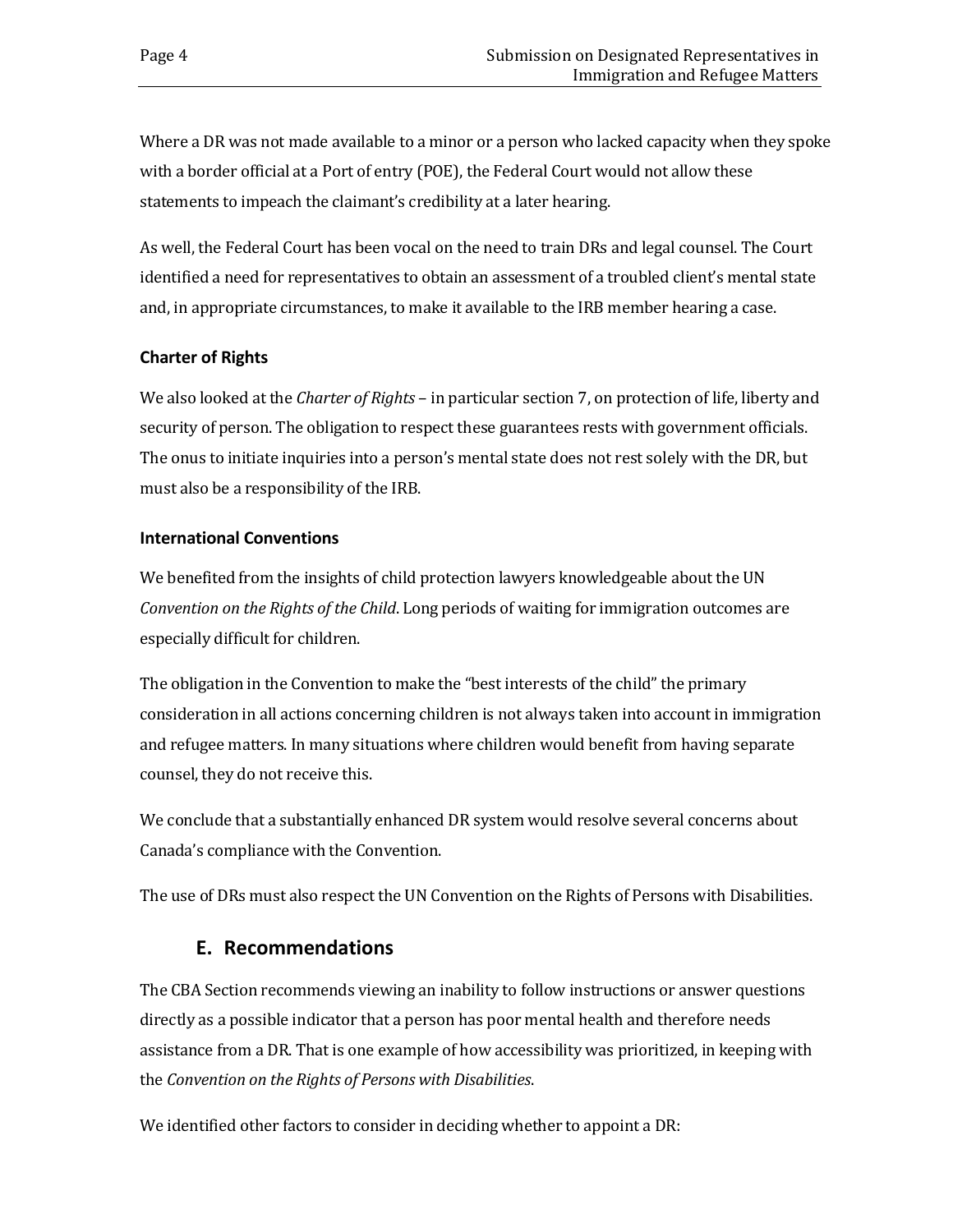Where a DR was not made available to a minor or a person who lacked capacity when they spoke with a border official at a Port of entry (POE), the Federal Court would not allow these statements to impeach the claimant's credibility at a later hearing.

As well, the Federal Court has been vocal on the need to train DRs and legal counsel. The Court identified a need for representatives to obtain an assessment of a troubled client's mental state and, in appropriate circumstances, to make it available to the IRB member hearing a case.

### Charter of Rights

We also looked at the *Charter of Rights* – in particular section 7, on protection of life, liberty and security of person. The obligation to respect these guarantees rests with government officials. The onus to initiate inquiries into a person's mental state does not rest solely with the DR, but must also be a responsibility of the IRB.

### International Conventions

We benefited from the insights of child protection lawyers knowledgeable about the UN *Convention on the Rights of the Child*. Long periods of waiting for immigration outcomes are especially difficult for children.

The obligation in the Convention to make the "best interests of the child" the primary consideration in all actions concerning children is not always taken into account in immigration and refugee matters. In many situations where children would benefit from having separate counsel, they do not receive this.

We conclude that a substantially enhanced DR system would resolve several concerns about Canada's compliance with the Convention.

The use of DRs must also respect the UN Convention on the Rights of Persons with Disabilities.

## E. Recommendations

The CBA Section recommends viewing an inability to follow instructions or answer questions directly as a possible indicator that a person has poor mental health and therefore needs assistance from a DR. That is one example of how accessibility was prioritized, in keeping with the *Convention on the Rights of Persons with Disabilities*.

We identified other factors to consider in deciding whether to appoint a DR: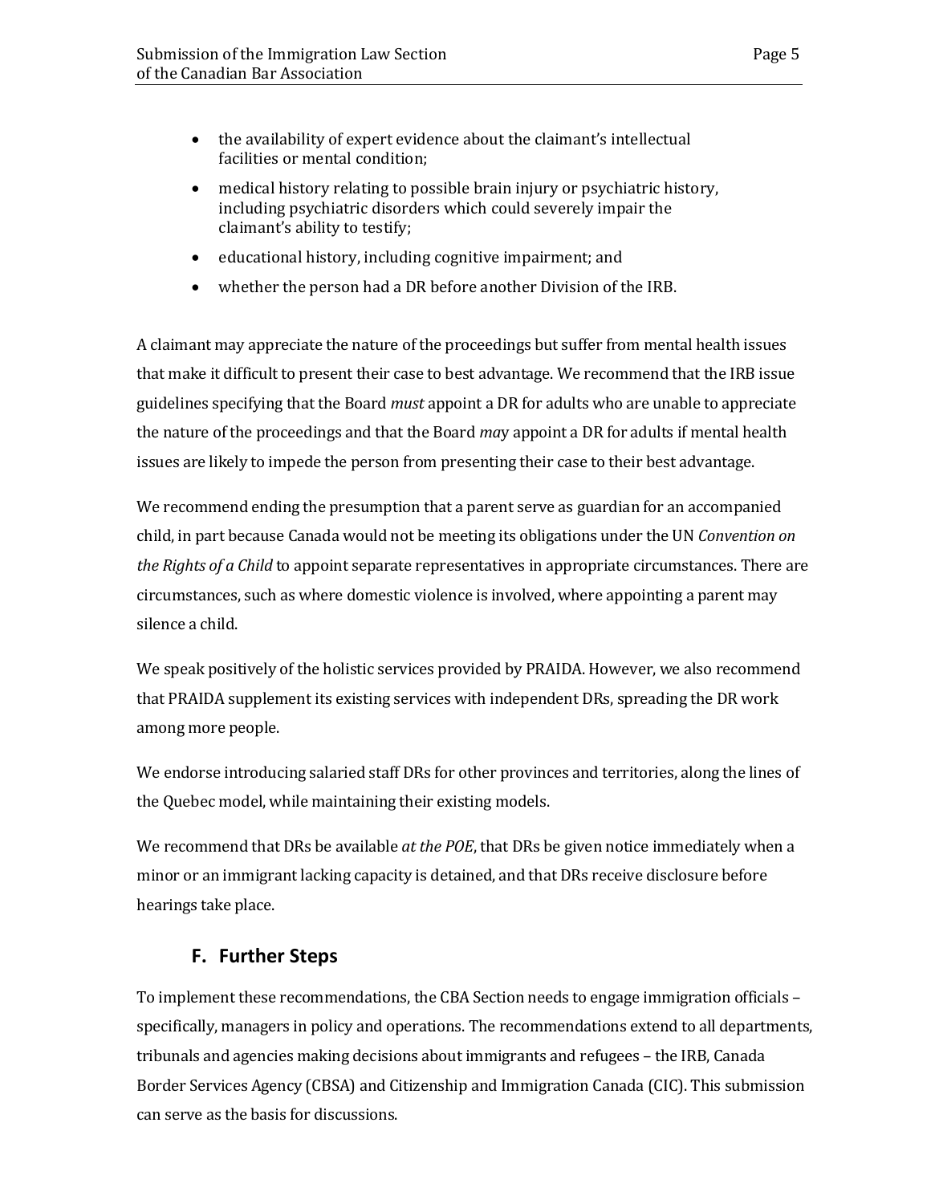- the availability of expert evidence about the claimant's intellectual facilities or mental condition;
- medical history relating to possible brain injury or psychiatric history, including psychiatric disorders which could severely impair the claimant's ability to testify;
- educational history, including cognitive impairment; and
- whether the person had a DR before another Division of the IRB.

A claimant may appreciate the nature of the proceedings but suffer from mental health issues that make it difficult to present their case to best advantage. We recommend that the IRB issue guidelines specifying that the Board *must* appoint a DR for adults who are unable to appreciate the nature of the proceedings and that the Board *may* appoint a DR for adults if mental health issues are likely to impede the person from presenting their case to their best advantage.

We recommend ending the presumption that a parent serve as guardian for an accompanied child, in part because Canada would not be meeting its obligations under the UN *Convention on the Rights of a Child* to appoint separate representatives in appropriate circumstances. There are circumstances, such as where domestic violence is involved, where appointing a parent may silence a child.

We speak positively of the holistic services provided by PRAIDA. However, we also recommend that PRAIDA supplement its existing services with independent DRs, spreading the DR work among more people.

We endorse introducing salaried staff DRs for other provinces and territories, along the lines of the Quebec model, while maintaining their existing models.

We recommend that DRs be available *at the POE*, that DRs be given notice immediately when a minor or an immigrant lacking capacity is detained, and that DRs receive disclosure before hearings take place.

## F. Further Steps

To implement these recommendations, the CBA Section needs to engage immigration officials – specifically, managers in policy and operations. The recommendations extend to all departments, tribunals and agencies making decisions about immigrants and refugees – the IRB, Canada Border Services Agency (CBSA) and Citizenship and Immigration Canada (CIC). This submission can serve as the basis for discussions.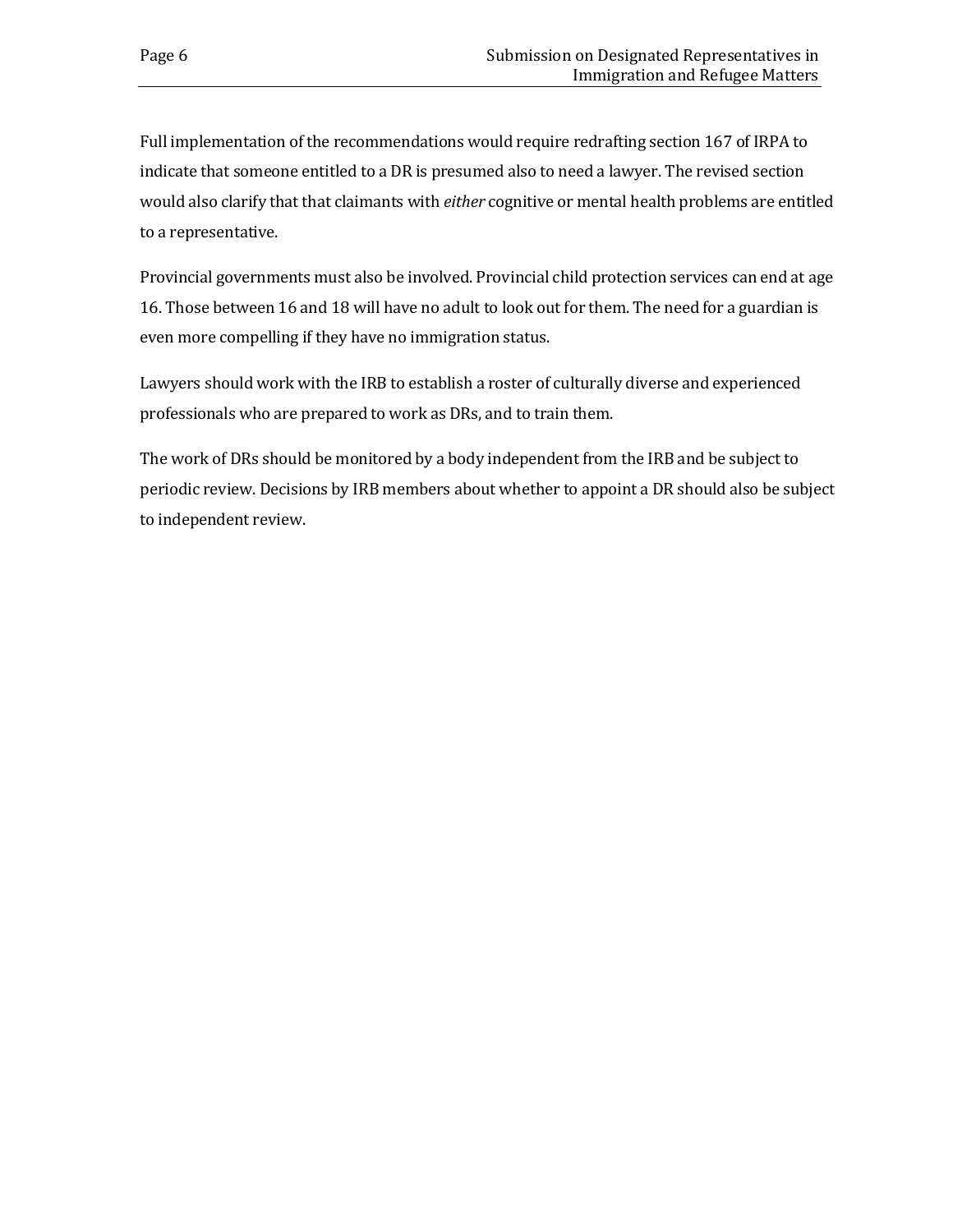Full implementation of the recommendations would require redrafting section 167 of IRPA to indicate that someone entitled to a DR is presumed also to need a lawyer. The revised section would also clarify that that claimants with *either* cognitive or mental health problems are entitled to a representative.

Provincial governments must also be involved. Provincial child protection services can end at age 16. Those between 16 and 18 will have no adult to look out for them. The need for a guardian is even more compelling if they have no immigration status.

Lawyers should work with the IRB to establish a roster of culturally diverse and experienced professionals who are prepared to work as DRs, and to train them.

The work of DRs should be monitored by a body independent from the IRB and be subject to periodic review. Decisions by IRB members about whether to appoint a DR should also be subject to independent review.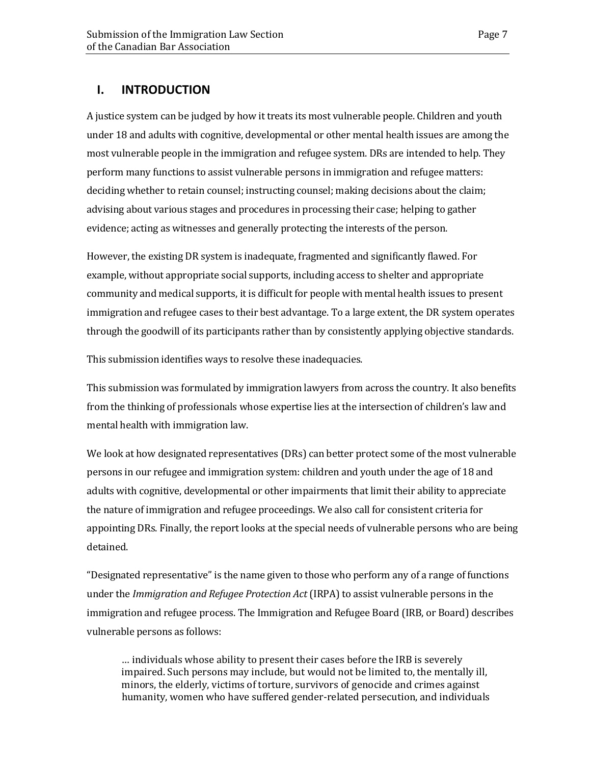## I. INTRODUCTION

A justice system can be judged by how it treats its most vulnerable people. Children and youth under 18 and adults with cognitive, developmental or other mental health issues are among the most vulnerable people in the immigration and refugee system. DRs are intended to help. They perform many functions to assist vulnerable persons in immigration and refugee matters: deciding whether to retain counsel; instructing counsel; making decisions about the claim; advising about various stages and procedures in processing their case; helping to gather evidence; acting as witnesses and generally protecting the interests of the person.

However, the existing DR system is inadequate, fragmented and significantly flawed. For example, without appropriate social supports, including access to shelter and appropriate community and medical supports, it is difficult for people with mental health issues to present immigration and refugee cases to their best advantage. To a large extent, the DR system operates through the goodwill of its participants rather than by consistently applying objective standards.

This submission identifies ways to resolve these inadequacies.

This submission was formulated by immigration lawyers from across the country. It also benefits from the thinking of professionals whose expertise lies at the intersection of children's law and mental health with immigration law.

We look at how designated representatives (DRs) can better protect some of the most vulnerable persons in our refugee and immigration system: children and youth under the age of 18 and adults with cognitive, developmental or other impairments that limit their ability to appreciate the nature of immigration and refugee proceedings. We also call for consistent criteria for appointing DRs. Finally, the report looks at the special needs of vulnerable persons who are being detained.

"Designated representative" is the name given to those who perform any of a range of functions under the *Immigration and Refugee Protection Act* (IRPA) to assist vulnerable persons in the immigration and refugee process. The Immigration and Refugee Board (IRB, or Board) describes vulnerable persons as follows:

> … individuals whose ability to present their cases before the IRB is severely impaired. Such persons may include, but would not be limited to, the mentally ill, minors, the elderly, victims of torture, survivors of genocide and crimes against humanity, women who have suffered gender-related persecution, and individuals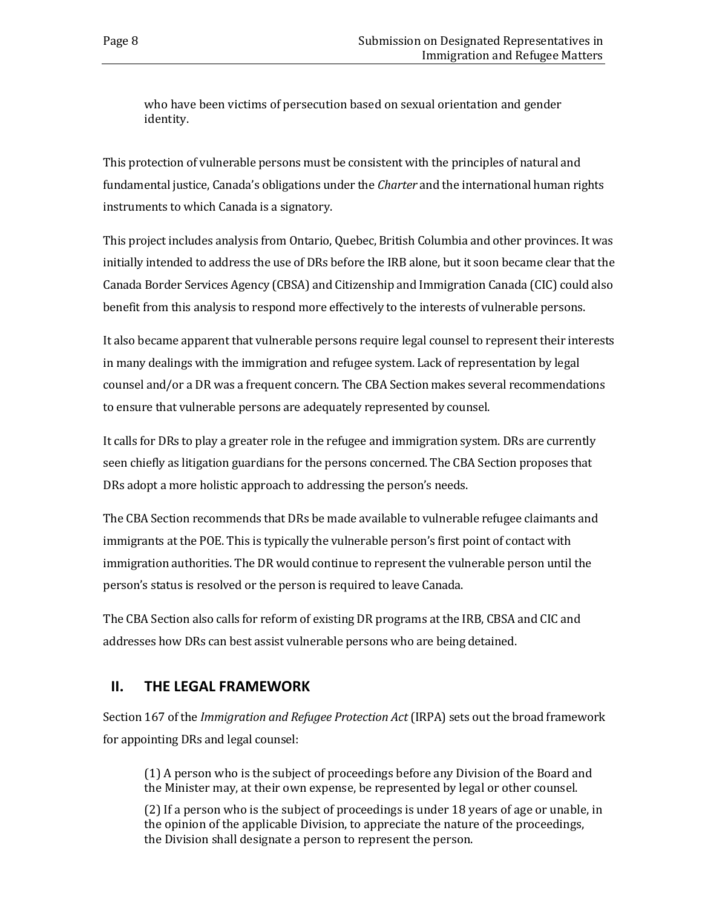> who have been victims of persecution based on sexual orientation and gender identity.

This protection of vulnerable persons must be consistent with the principles of natural and fundamental justice, Canada's obligations under the *Charter* and the international human rights instruments to which Canada is a signatory.

This project includes analysis from Ontario, Quebec, British Columbia and other provinces. It was initially intended to address the use of DRs before the IRB alone, but it soon became clear that the Canada Border Services Agency (CBSA) and Citizenship and Immigration Canada (CIC) could also benefit from this analysis to respond more effectively to the interests of vulnerable persons.

It also became apparent that vulnerable persons require legal counsel to represent their interests in many dealings with the immigration and refugee system. Lack of representation by legal counsel and/or a DR was a frequent concern. The CBA Section makes several recommendations to ensure that vulnerable persons are adequately represented by counsel.

It calls for DRs to play a greater role in the refugee and immigration system. DRs are currently seen chiefly as litigation guardians for the persons concerned. The CBA Section proposes that DRs adopt a more holistic approach to addressing the person's needs.

The CBA Section recommends that DRs be made available to vulnerable refugee claimants and immigrants at the POE. This is typically the vulnerable person's first point of contact with immigration authorities. The DR would continue to represent the vulnerable person until the person's status is resolved or the person is required to leave Canada.

The CBA Section also calls for reform of existing DR programs at the IRB, CBSA and CIC and addresses how DRs can best assist vulnerable persons who are being detained.

## II. THE LEGAL FRAMEWORK

Section 167 of the *Immigration and Refugee Protection Act* (IRPA) sets out the broad framework for appointing DRs and legal counsel:

> (1) A person who is the subject of proceedings before any Division of the Board and the Minister may, at their own expense, be represented by legal or other counsel.
>
> (2) If a person who is the subject of proceedings is under 18 years of age or unable, in the opinion of the applicable Division, to appreciate the nature of the proceedings, the Division shall designate a person to represent the person.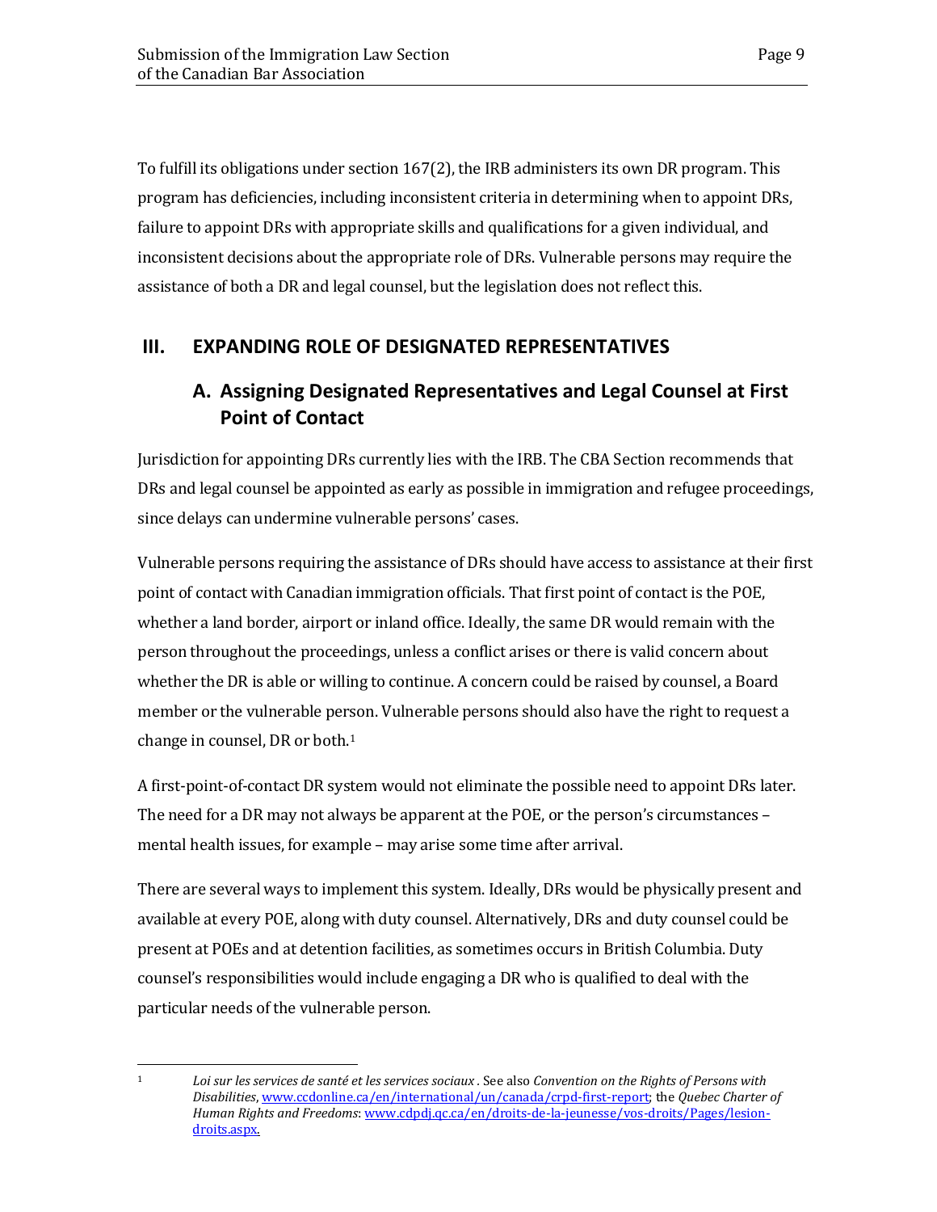To fulfill its obligations under section 167(2), the IRB administers its own DR program. This program has deficiencies, including inconsistent criteria in determining when to appoint DRs, failure to appoint DRs with appropriate skills and qualifications for a given individual, and inconsistent decisions about the appropriate role of DRs. Vulnerable persons may require the assistance of both a DR and legal counsel, but the legislation does not reflect this.

## III. EXPANDING ROLE OF DESIGNATED REPRESENTATIVES

### A. Assigning Designated Representatives and Legal Counsel at First Point of Contact

Jurisdiction for appointing DRs currently lies with the IRB. The CBA Section recommends that DRs and legal counsel be appointed as early as possible in immigration and refugee proceedings, since delays can undermine vulnerable persons' cases.

Vulnerable persons requiring the assistance of DRs should have access to assistance at their first point of contact with Canadian immigration officials. That first point of contact is the POE, whether a land border, airport or inland office. Ideally, the same DR would remain with the person throughout the proceedings, unless a conflict arises or there is valid concern about whether the DR is able or willing to continue. A concern could be raised by counsel, a Board member or the vulnerable person. Vulnerable persons should also have the right to request a change in counsel, DR or both.[1]

A first-point-of-contact DR system would not eliminate the possible need to appoint DRs later. The need for a DR may not always be apparent at the POE, or the person's circumstances – mental health issues, for example – may arise some time after arrival.

There are several ways to implement this system. Ideally, DRs would be physically present and available at every POE, along with duty counsel. Alternatively, DRs and duty counsel could be present at POEs and at detention facilities, as sometimes occurs in British Columbia. Duty counsel's responsibilities would include engaging a DR who is qualified to deal with the particular needs of the vulnerable person.

---

[1] *Loi sur les services de santé et les services sociaux* . See also *Convention on the Rights of Persons with Disabilities*, www.ccdonline.ca/en/international/un/canada/crpd-first-report; the *Quebec Charter of Human Rights and Freedoms*: www.cdpdj.qc.ca/en/droits-de-la-jeunesse/vos-droits/Pages/lesion-droits.aspx.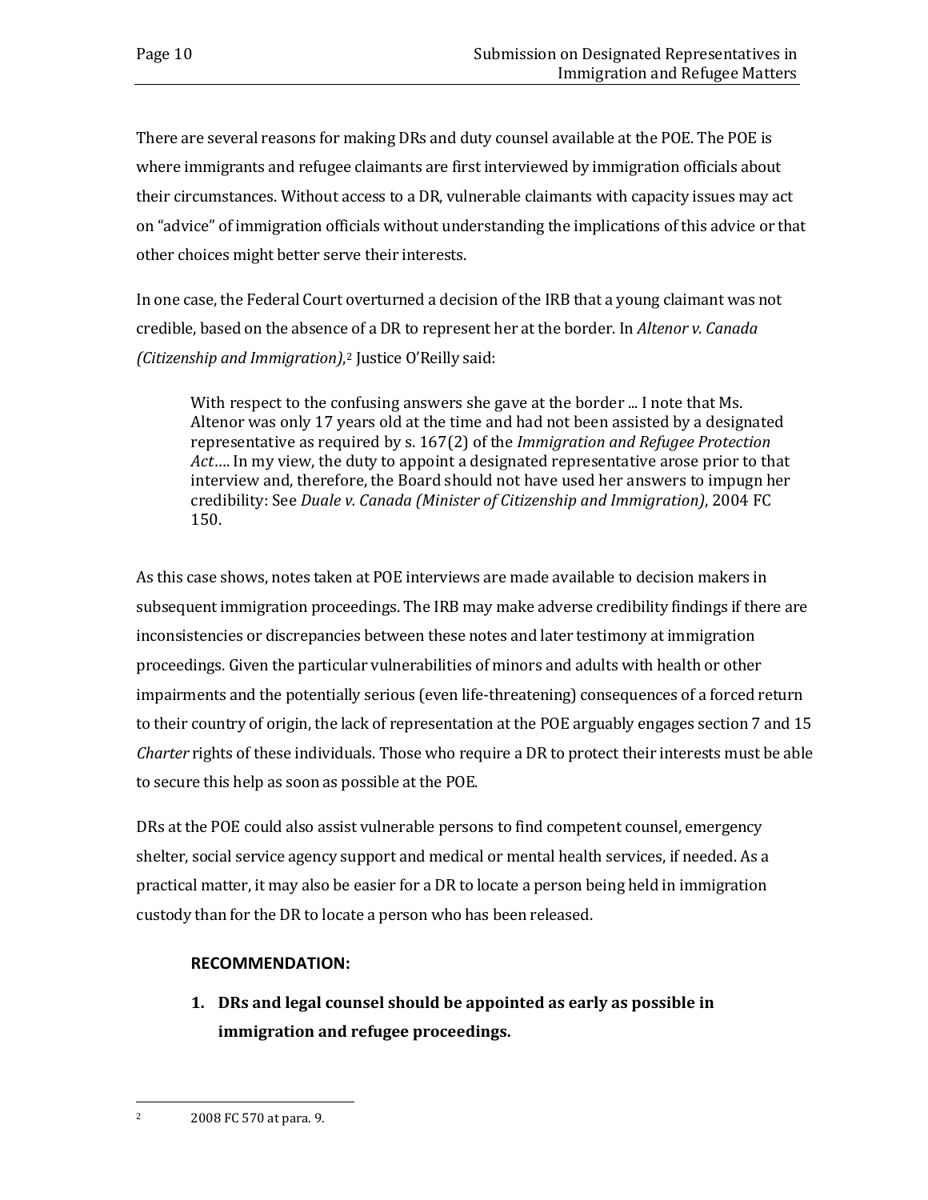There are several reasons for making DRs and duty counsel available at the POE. The POE is where immigrants and refugee claimants are first interviewed by immigration officials about their circumstances. Without access to a DR, vulnerable claimants with capacity issues may act on "advice" of immigration officials without understanding the implications of this advice or that other choices might better serve their interests.

In one case, the Federal Court overturned a decision of the IRB that a young claimant was not credible, based on the absence of a DR to represent her at the border. In *Altenor v. Canada (Citizenship and Immigration)*,[2] Justice O'Reilly said:

> With respect to the confusing answers she gave at the border ... I note that Ms. Altenor was only 17 years old at the time and had not been assisted by a designated representative as required by s. 167(2) of the *Immigration and Refugee Protection Act*…. In my view, the duty to appoint a designated representative arose prior to that interview and, therefore, the Board should not have used her answers to impugn her credibility: See *Duale v. Canada (Minister of Citizenship and Immigration)*, 2004 FC 150.

As this case shows, notes taken at POE interviews are made available to decision makers in subsequent immigration proceedings. The IRB may make adverse credibility findings if there are inconsistencies or discrepancies between these notes and later testimony at immigration proceedings. Given the particular vulnerabilities of minors and adults with health or other impairments and the potentially serious (even life-threatening) consequences of a forced return to their country of origin, the lack of representation at the POE arguably engages section 7 and 15 *Charter* rights of these individuals. Those who require a DR to protect their interests must be able to secure this help as soon as possible at the POE.

DRs at the POE could also assist vulnerable persons to find competent counsel, emergency shelter, social service agency support and medical or mental health services, if needed. As a practical matter, it may also be easier for a DR to locate a person being held in immigration custody than for the DR to locate a person who has been released.

**RECOMMENDATION:**

1. **DRs and legal counsel should be appointed as early as possible in immigration and refugee proceedings.**

---

[2] 2008 FC 570 at para. 9.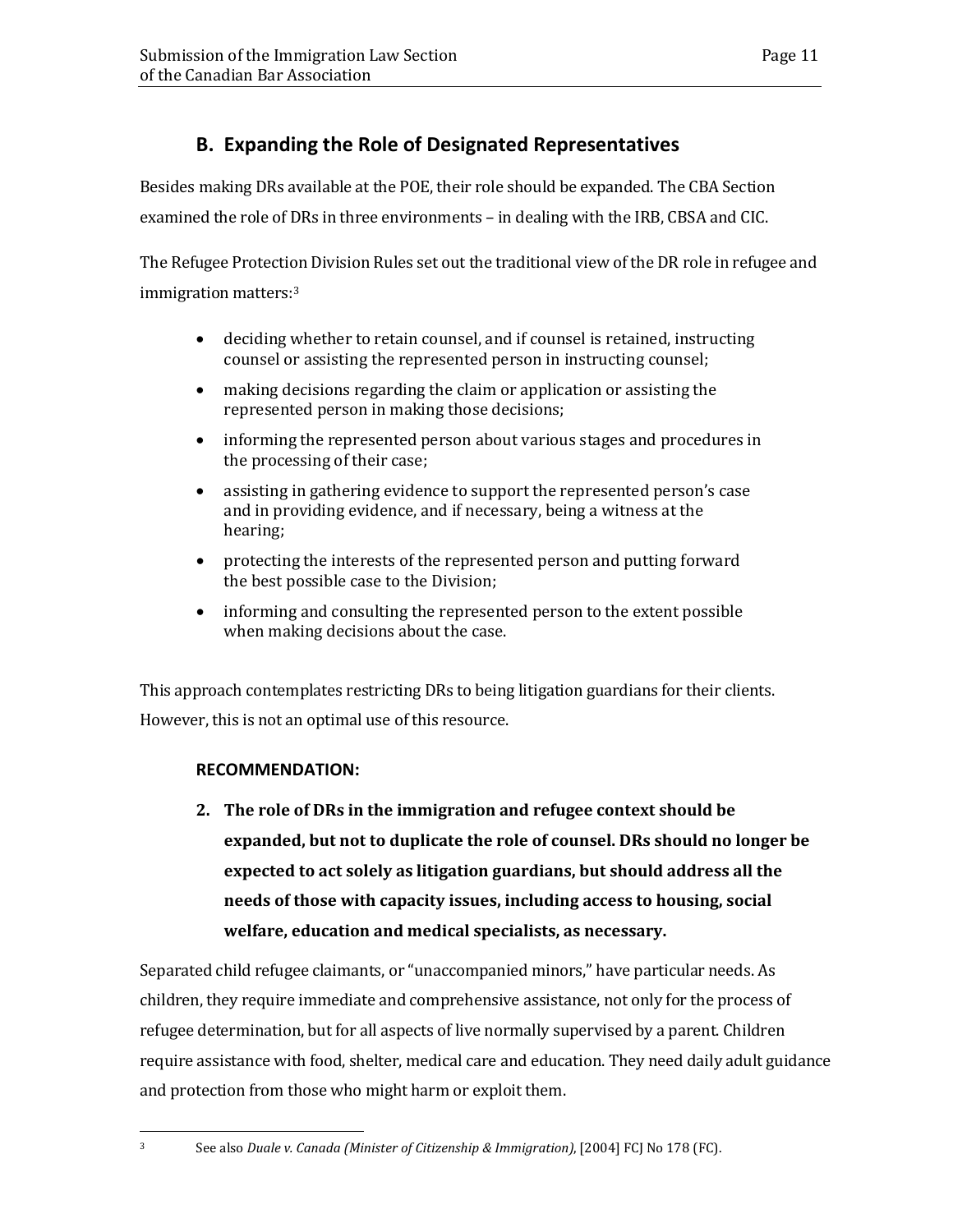## B. Expanding the Role of Designated Representatives

Besides making DRs available at the POE, their role should be expanded. The CBA Section examined the role of DRs in three environments – in dealing with the IRB, CBSA and CIC.

The Refugee Protection Division Rules set out the traditional view of the DR role in refugee and immigration matters:[3]

- deciding whether to retain counsel, and if counsel is retained, instructing counsel or assisting the represented person in instructing counsel;
- making decisions regarding the claim or application or assisting the represented person in making those decisions;
- informing the represented person about various stages and procedures in the processing of their case;
- assisting in gathering evidence to support the represented person's case and in providing evidence, and if necessary, being a witness at the hearing;
- protecting the interests of the represented person and putting forward the best possible case to the Division;
- informing and consulting the represented person to the extent possible when making decisions about the case.

This approach contemplates restricting DRs to being litigation guardians for their clients. However, this is not an optimal use of this resource.

**RECOMMENDATION:**

2. **The role of DRs in the immigration and refugee context should be expanded, but not to duplicate the role of counsel. DRs should no longer be expected to act solely as litigation guardians, but should address all the needs of those with capacity issues, including access to housing, social welfare, education and medical specialists, as necessary.**

Separated child refugee claimants, or "unaccompanied minors," have particular needs. As children, they require immediate and comprehensive assistance, not only for the process of refugee determination, but for all aspects of live normally supervised by a parent. Children require assistance with food, shelter, medical care and education. They need daily adult guidance and protection from those who might harm or exploit them.

---

[3] See also *Duale v. Canada (Minister of Citizenship & Immigration)*, [2004] FCJ No 178 (FC).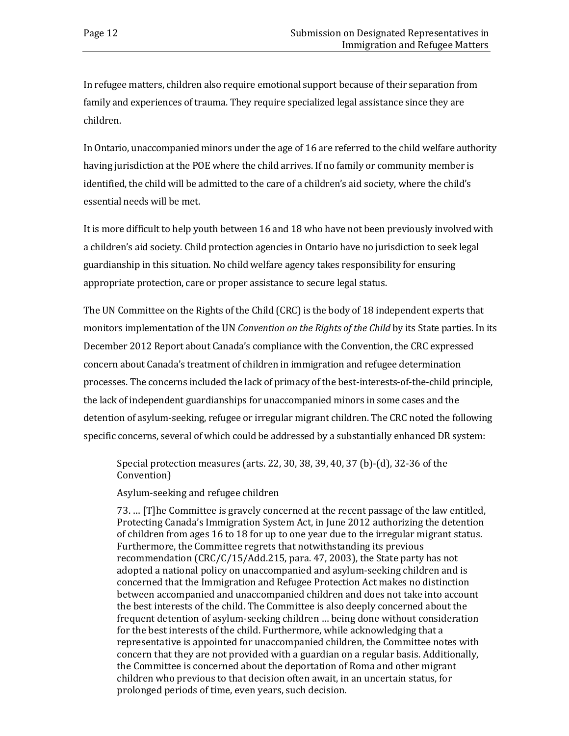In refugee matters, children also require emotional support because of their separation from family and experiences of trauma. They require specialized legal assistance since they are children.

In Ontario, unaccompanied minors under the age of 16 are referred to the child welfare authority having jurisdiction at the POE where the child arrives. If no family or community member is identified, the child will be admitted to the care of a children's aid society, where the child's essential needs will be met.

It is more difficult to help youth between 16 and 18 who have not been previously involved with a children's aid society. Child protection agencies in Ontario have no jurisdiction to seek legal guardianship in this situation. No child welfare agency takes responsibility for ensuring appropriate protection, care or proper assistance to secure legal status.

The UN Committee on the Rights of the Child (CRC) is the body of 18 independent experts that monitors implementation of the UN *Convention on the Rights of the Child* by its State parties. In its December 2012 Report about Canada's compliance with the Convention, the CRC expressed concern about Canada's treatment of children in immigration and refugee determination processes. The concerns included the lack of primacy of the best-interests-of-the-child principle, the lack of independent guardianships for unaccompanied minors in some cases and the detention of asylum-seeking, refugee or irregular migrant children. The CRC noted the following specific concerns, several of which could be addressed by a substantially enhanced DR system:

> Special protection measures (arts. 22, 30, 38, 39, 40, 37 (b)-(d), 32-36 of the Convention)
>
> Asylum-seeking and refugee children
>
> 73. … [T]he Committee is gravely concerned at the recent passage of the law entitled, Protecting Canada's Immigration System Act, in June 2012 authorizing the detention of children from ages 16 to 18 for up to one year due to the irregular migrant status. Furthermore, the Committee regrets that notwithstanding its previous recommendation (CRC/C/15/Add.215, para. 47, 2003), the State party has not adopted a national policy on unaccompanied and asylum-seeking children and is concerned that the Immigration and Refugee Protection Act makes no distinction between accompanied and unaccompanied children and does not take into account the best interests of the child. The Committee is also deeply concerned about the frequent detention of asylum-seeking children … being done without consideration for the best interests of the child. Furthermore, while acknowledging that a representative is appointed for unaccompanied children, the Committee notes with concern that they are not provided with a guardian on a regular basis. Additionally, the Committee is concerned about the deportation of Roma and other migrant children who previous to that decision often await, in an uncertain status, for prolonged periods of time, even years, such decision.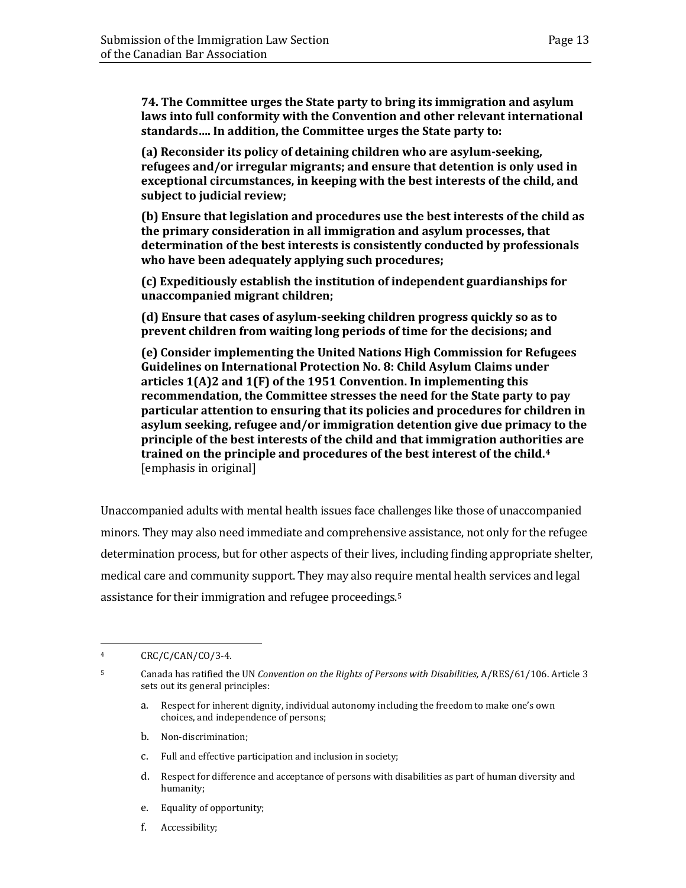> **74. The Committee urges the State party to bring its immigration and asylum laws into full conformity with the Convention and other relevant international standards…. In addition, the Committee urges the State party to:**
>
> **(a) Reconsider its policy of detaining children who are asylum-seeking, refugees and/or irregular migrants; and ensure that detention is only used in exceptional circumstances, in keeping with the best interests of the child, and subject to judicial review;**
>
> **(b) Ensure that legislation and procedures use the best interests of the child as the primary consideration in all immigration and asylum processes, that determination of the best interests is consistently conducted by professionals who have been adequately applying such procedures;**
>
> **(c) Expeditiously establish the institution of independent guardianships for unaccompanied migrant children;**
>
> **(d) Ensure that cases of asylum-seeking children progress quickly so as to prevent children from waiting long periods of time for the decisions; and**
>
> **(e) Consider implementing the United Nations High Commission for Refugees Guidelines on International Protection No. 8: Child Asylum Claims under articles 1(A)2 and 1(F) of the 1951 Convention. In implementing this recommendation, the Committee stresses the need for the State party to pay particular attention to ensuring that its policies and procedures for children in asylum seeking, refugee and/or immigration detention give due primacy to the principle of the best interests of the child and that immigration authorities are trained on the principle and procedures of the best interest of the child.**[4] [emphasis in original]

Unaccompanied adults with mental health issues face challenges like those of unaccompanied minors. They may also need immediate and comprehensive assistance, not only for the refugee determination process, but for other aspects of their lives, including finding appropriate shelter, medical care and community support. They may also require mental health services and legal assistance for their immigration and refugee proceedings.[5]

---

[4] CRC/C/CAN/CO/3-4.

[5] Canada has ratified the UN *Convention on the Rights of Persons with Disabilities,* A/RES/61/106. Article 3 sets out its general principles:

a. Respect for inherent dignity, individual autonomy including the freedom to make one's own choices, and independence of persons;

b. Non-discrimination;

c. Full and effective participation and inclusion in society;

d. Respect for difference and acceptance of persons with disabilities as part of human diversity and humanity;

e. Equality of opportunity;

f. Accessibility;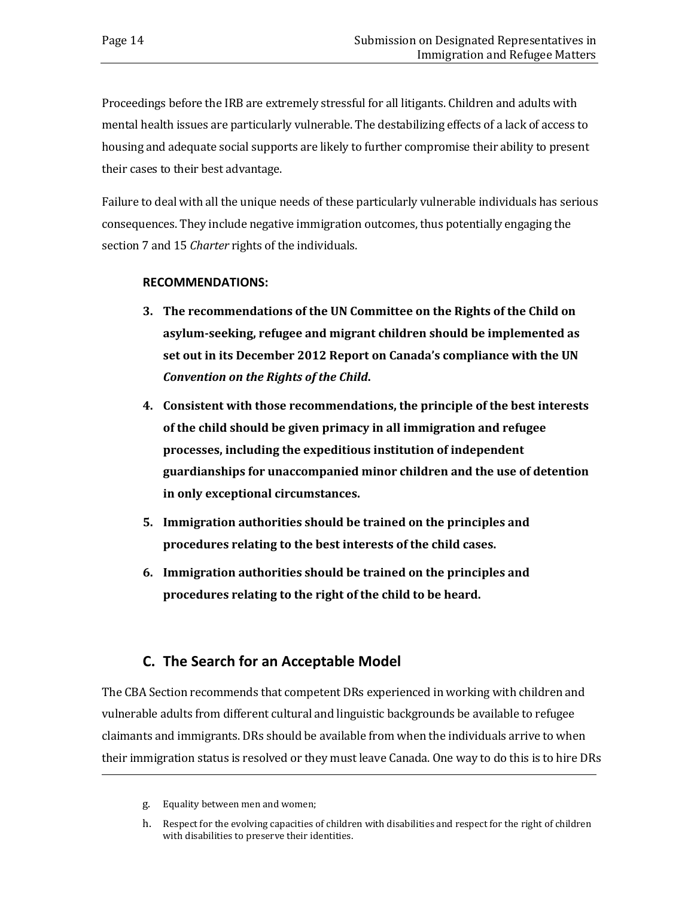Proceedings before the IRB are extremely stressful for all litigants. Children and adults with mental health issues are particularly vulnerable. The destabilizing effects of a lack of access to housing and adequate social supports are likely to further compromise their ability to present their cases to their best advantage.

Failure to deal with all the unique needs of these particularly vulnerable individuals has serious consequences. They include negative immigration outcomes, thus potentially engaging the section 7 and 15 *Charter* rights of the individuals.

**RECOMMENDATIONS:**

3. **The recommendations of the UN Committee on the Rights of the Child on asylum-seeking, refugee and migrant children should be implemented as set out in its December 2012 Report on Canada's compliance with the UN *Convention on the Rights of the Child*.**
4. **Consistent with those recommendations, the principle of the best interests of the child should be given primacy in all immigration and refugee processes, including the expeditious institution of independent guardianships for unaccompanied minor children and the use of detention in only exceptional circumstances.**
5. **Immigration authorities should be trained on the principles and procedures relating to the best interests of the child cases.**
6. **Immigration authorities should be trained on the principles and procedures relating to the right of the child to be heard.**

## C. The Search for an Acceptable Model

The CBA Section recommends that competent DRs experienced in working with children and vulnerable adults from different cultural and linguistic backgrounds be available to refugee claimants and immigrants. DRs should be available from when the individuals arrive to when their immigration status is resolved or they must leave Canada. One way to do this is to hire DRs

---

g. Equality between men and women;

h. Respect for the evolving capacities of children with disabilities and respect for the right of children with disabilities to preserve their identities.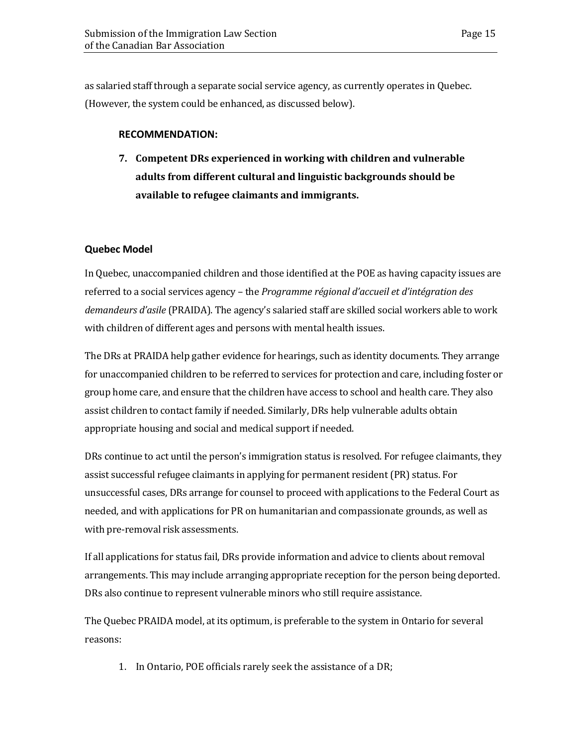as salaried staff through a separate social service agency, as currently operates in Quebec. (However, the system could be enhanced, as discussed below).

**RECOMMENDATION:**

7. **Competent DRs experienced in working with children and vulnerable adults from different cultural and linguistic backgrounds should be available to refugee claimants and immigrants.**

### Quebec Model

In Quebec, unaccompanied children and those identified at the POE as having capacity issues are referred to a social services agency – the *Programme régional d'accueil et d'intégration des demandeurs d'asile* (PRAIDA). The agency's salaried staff are skilled social workers able to work with children of different ages and persons with mental health issues.

The DRs at PRAIDA help gather evidence for hearings, such as identity documents. They arrange for unaccompanied children to be referred to services for protection and care, including foster or group home care, and ensure that the children have access to school and health care. They also assist children to contact family if needed. Similarly, DRs help vulnerable adults obtain appropriate housing and social and medical support if needed.

DRs continue to act until the person's immigration status is resolved. For refugee claimants, they assist successful refugee claimants in applying for permanent resident (PR) status. For unsuccessful cases, DRs arrange for counsel to proceed with applications to the Federal Court as needed, and with applications for PR on humanitarian and compassionate grounds, as well as with pre-removal risk assessments.

If all applications for status fail, DRs provide information and advice to clients about removal arrangements. This may include arranging appropriate reception for the person being deported. DRs also continue to represent vulnerable minors who still require assistance.

The Quebec PRAIDA model, at its optimum, is preferable to the system in Ontario for several reasons:

1. In Ontario, POE officials rarely seek the assistance of a DR;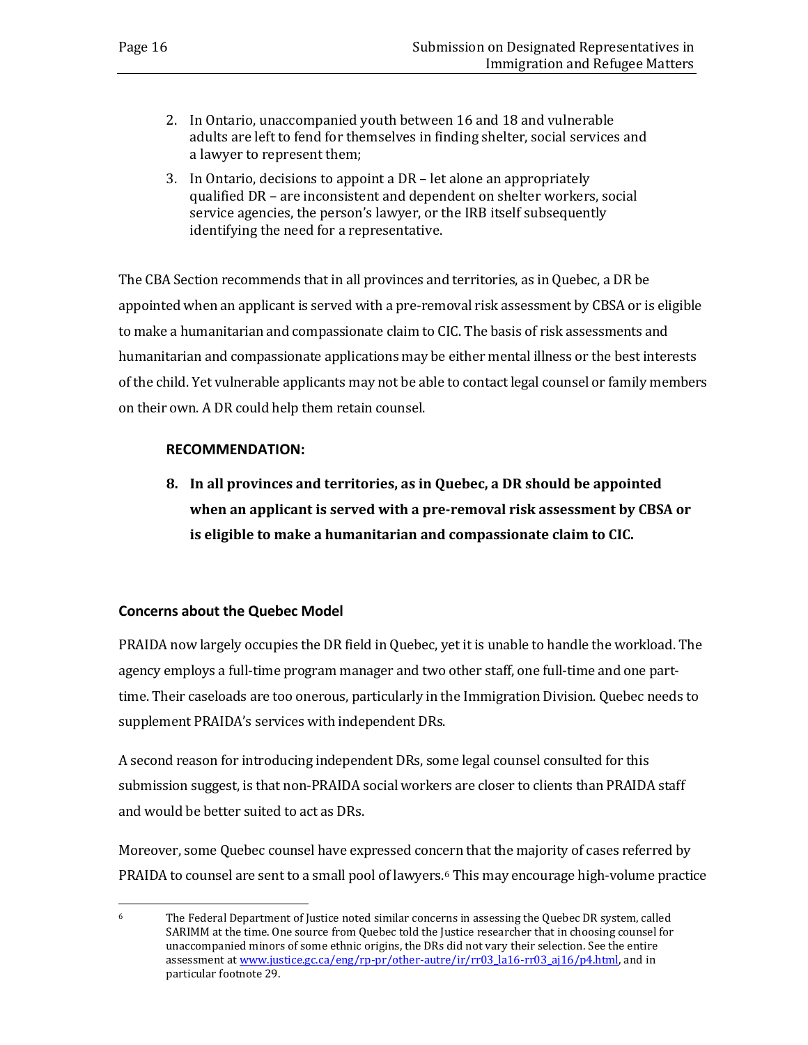2. In Ontario, unaccompanied youth between 16 and 18 and vulnerable adults are left to fend for themselves in finding shelter, social services and a lawyer to represent them;
3. In Ontario, decisions to appoint a DR – let alone an appropriately qualified DR – are inconsistent and dependent on shelter workers, social service agencies, the person's lawyer, or the IRB itself subsequently identifying the need for a representative.

The CBA Section recommends that in all provinces and territories, as in Quebec, a DR be appointed when an applicant is served with a pre-removal risk assessment by CBSA or is eligible to make a humanitarian and compassionate claim to CIC. The basis of risk assessments and humanitarian and compassionate applications may be either mental illness or the best interests of the child. Yet vulnerable applicants may not be able to contact legal counsel or family members on their own. A DR could help them retain counsel.

**RECOMMENDATION:**

**8. In all provinces and territories, as in Quebec, a DR should be appointed when an applicant is served with a pre-removal risk assessment by CBSA or is eligible to make a humanitarian and compassionate claim to CIC.**

### Concerns about the Quebec Model

PRAIDA now largely occupies the DR field in Quebec, yet it is unable to handle the workload. The agency employs a full-time program manager and two other staff, one full-time and one part-time. Their caseloads are too onerous, particularly in the Immigration Division. Quebec needs to supplement PRAIDA's services with independent DRs.

A second reason for introducing independent DRs, some legal counsel consulted for this submission suggest, is that non-PRAIDA social workers are closer to clients than PRAIDA staff and would be better suited to act as DRs.

Moreover, some Quebec counsel have expressed concern that the majority of cases referred by PRAIDA to counsel are sent to a small pool of lawyers.[6] This may encourage high-volume practice

[6] The Federal Department of Justice noted similar concerns in assessing the Quebec DR system, called SARIMM at the time. One source from Quebec told the Justice researcher that in choosing counsel for unaccompanied minors of some ethnic origins, the DRs did not vary their selection. See the entire assessment at www.justice.gc.ca/eng/rp-pr/other-autre/ir/rr03_la16-rr03_aj16/p4.html, and in particular footnote 29.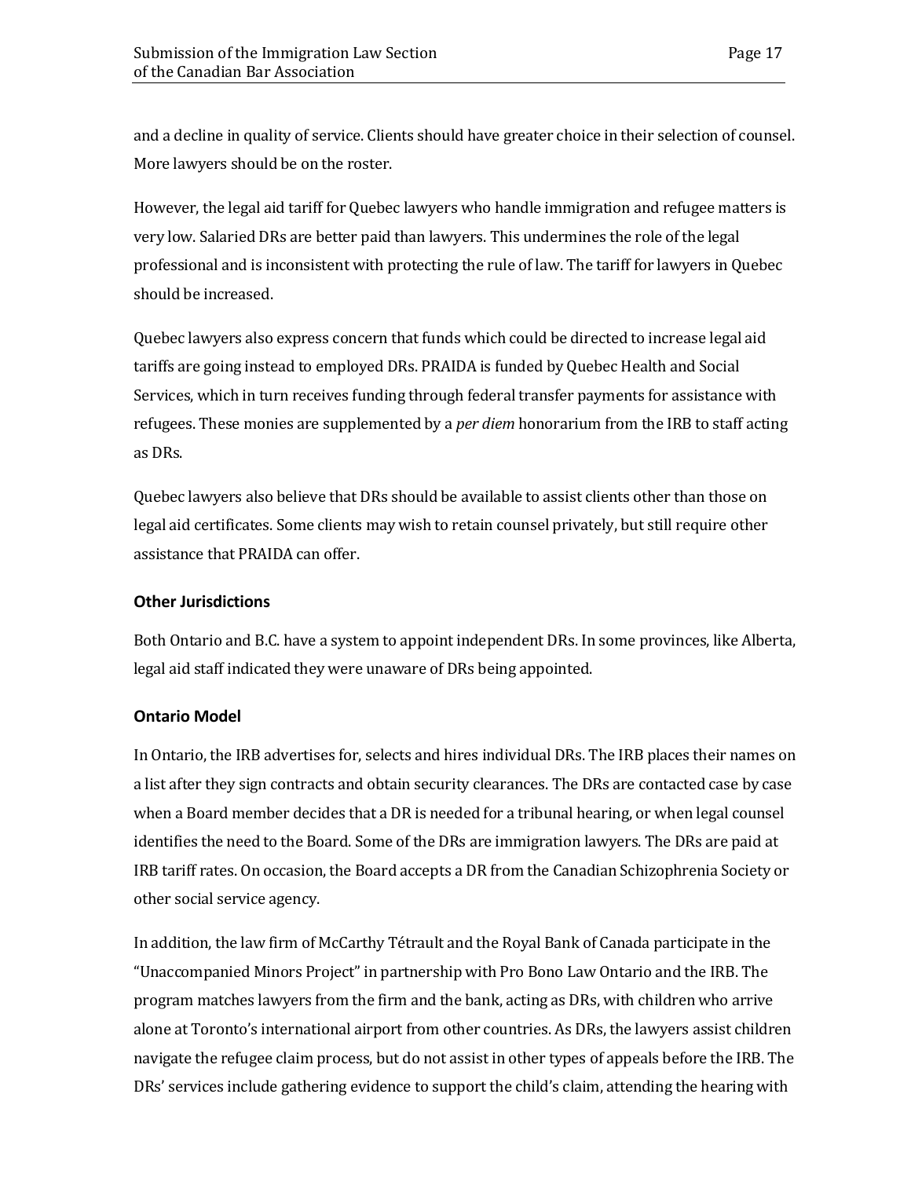and a decline in quality of service. Clients should have greater choice in their selection of counsel. More lawyers should be on the roster.

However, the legal aid tariff for Quebec lawyers who handle immigration and refugee matters is very low. Salaried DRs are better paid than lawyers. This undermines the role of the legal professional and is inconsistent with protecting the rule of law. The tariff for lawyers in Quebec should be increased.

Quebec lawyers also express concern that funds which could be directed to increase legal aid tariffs are going instead to employed DRs. PRAIDA is funded by Quebec Health and Social Services, which in turn receives funding through federal transfer payments for assistance with refugees. These monies are supplemented by a *per diem* honorarium from the IRB to staff acting as DRs.

Quebec lawyers also believe that DRs should be available to assist clients other than those on legal aid certificates. Some clients may wish to retain counsel privately, but still require other assistance that PRAIDA can offer.

### Other Jurisdictions

Both Ontario and B.C. have a system to appoint independent DRs. In some provinces, like Alberta, legal aid staff indicated they were unaware of DRs being appointed.

### Ontario Model

In Ontario, the IRB advertises for, selects and hires individual DRs. The IRB places their names on a list after they sign contracts and obtain security clearances. The DRs are contacted case by case when a Board member decides that a DR is needed for a tribunal hearing, or when legal counsel identifies the need to the Board. Some of the DRs are immigration lawyers. The DRs are paid at IRB tariff rates. On occasion, the Board accepts a DR from the Canadian Schizophrenia Society or other social service agency.

In addition, the law firm of McCarthy Tétrault and the Royal Bank of Canada participate in the "Unaccompanied Minors Project" in partnership with Pro Bono Law Ontario and the IRB. The program matches lawyers from the firm and the bank, acting as DRs, with children who arrive alone at Toronto's international airport from other countries. As DRs, the lawyers assist children navigate the refugee claim process, but do not assist in other types of appeals before the IRB. The DRs' services include gathering evidence to support the child's claim, attending the hearing with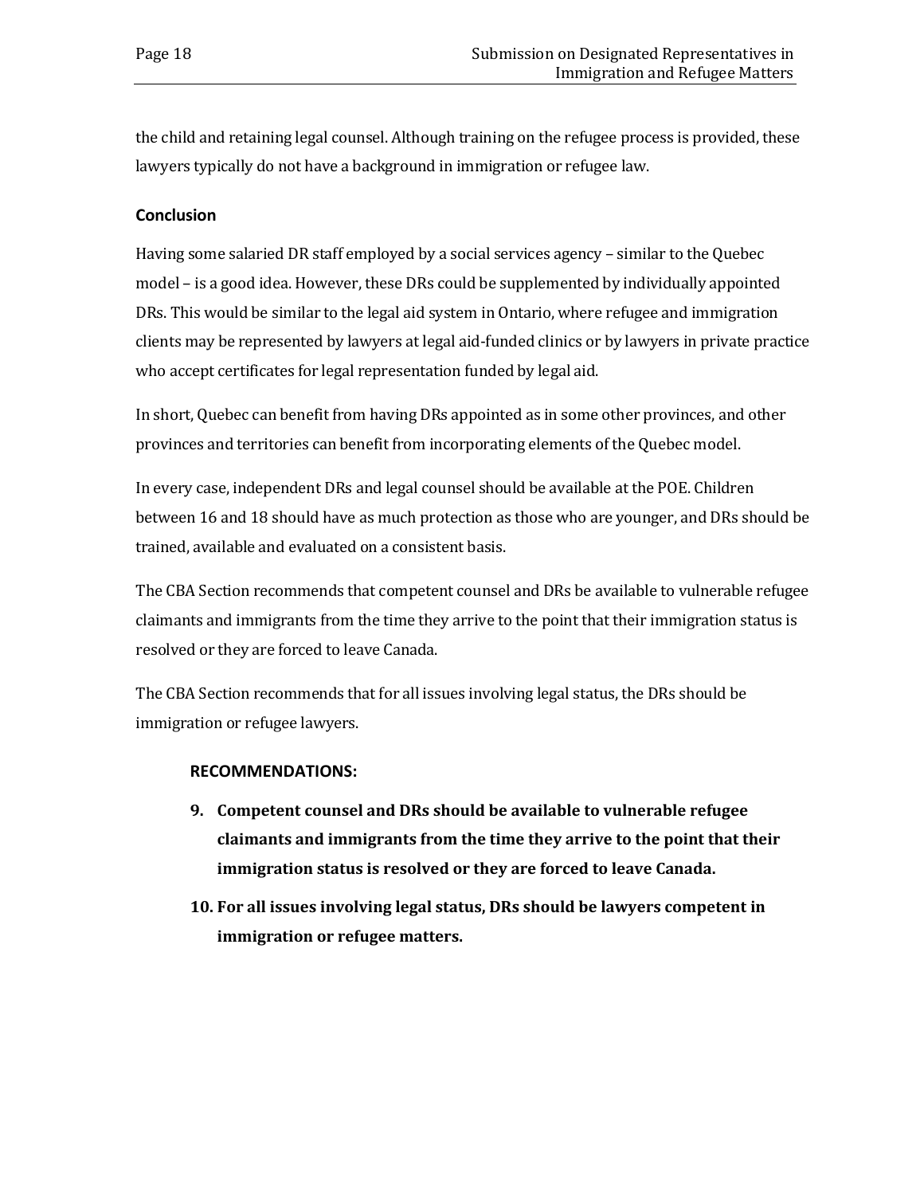the child and retaining legal counsel. Although training on the refugee process is provided, these lawyers typically do not have a background in immigration or refugee law.

### Conclusion

Having some salaried DR staff employed by a social services agency – similar to the Quebec model – is a good idea. However, these DRs could be supplemented by individually appointed DRs. This would be similar to the legal aid system in Ontario, where refugee and immigration clients may be represented by lawyers at legal aid-funded clinics or by lawyers in private practice who accept certificates for legal representation funded by legal aid.

In short, Quebec can benefit from having DRs appointed as in some other provinces, and other provinces and territories can benefit from incorporating elements of the Quebec model.

In every case, independent DRs and legal counsel should be available at the POE. Children between 16 and 18 should have as much protection as those who are younger, and DRs should be trained, available and evaluated on a consistent basis.

The CBA Section recommends that competent counsel and DRs be available to vulnerable refugee claimants and immigrants from the time they arrive to the point that their immigration status is resolved or they are forced to leave Canada.

The CBA Section recommends that for all issues involving legal status, the DRs should be immigration or refugee lawyers.

**RECOMMENDATIONS:**

9. **Competent counsel and DRs should be available to vulnerable refugee claimants and immigrants from the time they arrive to the point that their immigration status is resolved or they are forced to leave Canada.**
10. **For all issues involving legal status, DRs should be lawyers competent in immigration or refugee matters.**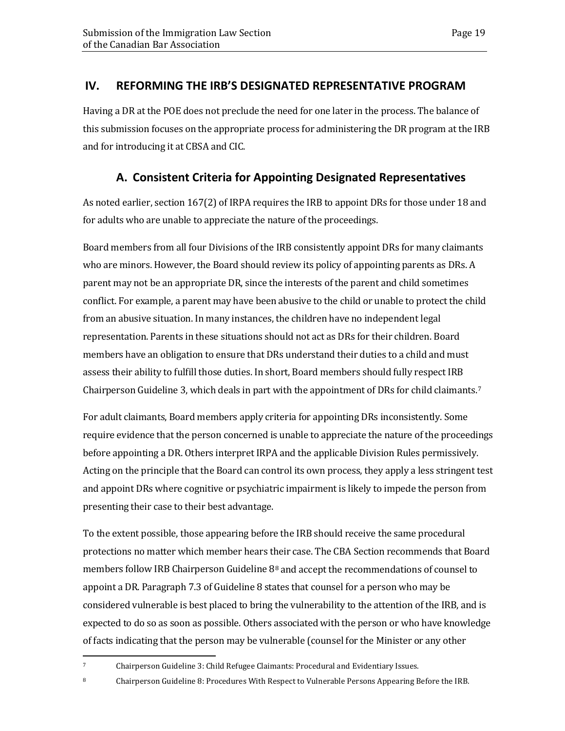## IV. REFORMING THE IRB'S DESIGNATED REPRESENTATIVE PROGRAM

Having a DR at the POE does not preclude the need for one later in the process. The balance of this submission focuses on the appropriate process for administering the DR program at the IRB and for introducing it at CBSA and CIC.

### A. Consistent Criteria for Appointing Designated Representatives

As noted earlier, section 167(2) of IRPA requires the IRB to appoint DRs for those under 18 and for adults who are unable to appreciate the nature of the proceedings.

Board members from all four Divisions of the IRB consistently appoint DRs for many claimants who are minors. However, the Board should review its policy of appointing parents as DRs. A parent may not be an appropriate DR, since the interests of the parent and child sometimes conflict. For example, a parent may have been abusive to the child or unable to protect the child from an abusive situation. In many instances, the children have no independent legal representation. Parents in these situations should not act as DRs for their children. Board members have an obligation to ensure that DRs understand their duties to a child and must assess their ability to fulfill those duties. In short, Board members should fully respect IRB Chairperson Guideline 3, which deals in part with the appointment of DRs for child claimants.[7]

For adult claimants, Board members apply criteria for appointing DRs inconsistently. Some require evidence that the person concerned is unable to appreciate the nature of the proceedings before appointing a DR. Others interpret IRPA and the applicable Division Rules permissively. Acting on the principle that the Board can control its own process, they apply a less stringent test and appoint DRs where cognitive or psychiatric impairment is likely to impede the person from presenting their case to their best advantage.

To the extent possible, those appearing before the IRB should receive the same procedural protections no matter which member hears their case. The CBA Section recommends that Board members follow IRB Chairperson Guideline 8[8] and accept the recommendations of counsel to appoint a DR. Paragraph 7.3 of Guideline 8 states that counsel for a person who may be considered vulnerable is best placed to bring the vulnerability to the attention of the IRB, and is expected to do so as soon as possible. Others associated with the person or who have knowledge of facts indicating that the person may be vulnerable (counsel for the Minister or any other

---

[7] Chairperson Guideline 3: Child Refugee Claimants: Procedural and Evidentiary Issues.

[8] Chairperson Guideline 8: Procedures With Respect to Vulnerable Persons Appearing Before the IRB.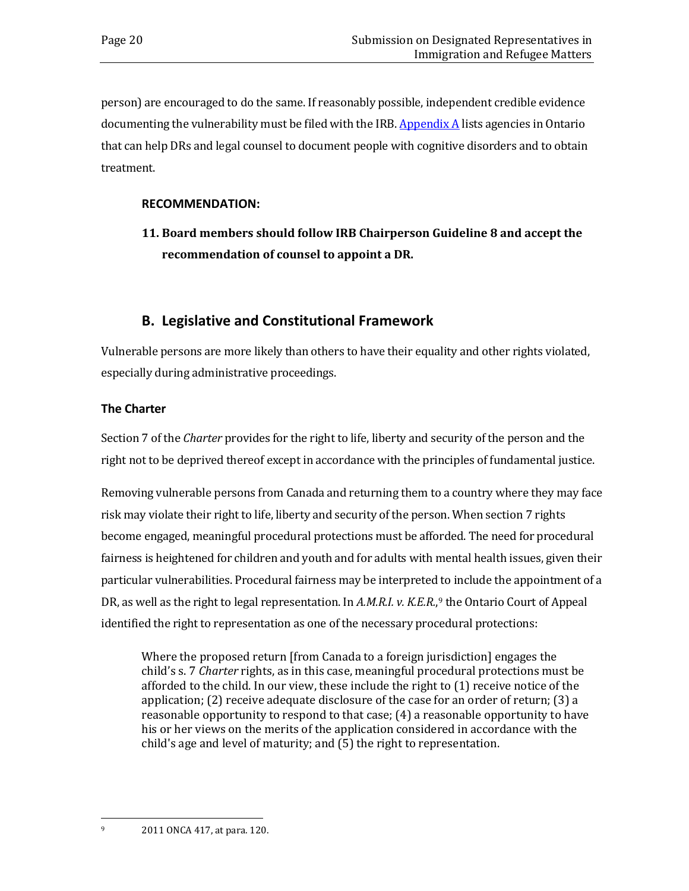person) are encouraged to do the same. If reasonably possible, independent credible evidence documenting the vulnerability must be filed with the IRB. [Appendix A](#) lists agencies in Ontario that can help DRs and legal counsel to document people with cognitive disorders and to obtain treatment.

**RECOMMENDATION:**

**11. Board members should follow IRB Chairperson Guideline 8 and accept the recommendation of counsel to appoint a DR.**

## B. Legislative and Constitutional Framework

Vulnerable persons are more likely than others to have their equality and other rights violated, especially during administrative proceedings.

### The Charter

Section 7 of the *Charter* provides for the right to life, liberty and security of the person and the right not to be deprived thereof except in accordance with the principles of fundamental justice.

Removing vulnerable persons from Canada and returning them to a country where they may face risk may violate their right to life, liberty and security of the person. When section 7 rights become engaged, meaningful procedural protections must be afforded. The need for procedural fairness is heightened for children and youth and for adults with mental health issues, given their particular vulnerabilities. Procedural fairness may be interpreted to include the appointment of a DR, as well as the right to legal representation. In *A.M.R.I. v. K.E.R.*,[9] the Ontario Court of Appeal identified the right to representation as one of the necessary procedural protections:

> Where the proposed return [from Canada to a foreign jurisdiction] engages the child's s. 7 *Charter* rights, as in this case, meaningful procedural protections must be afforded to the child. In our view, these include the right to (1) receive notice of the application; (2) receive adequate disclosure of the case for an order of return; (3) a reasonable opportunity to respond to that case; (4) a reasonable opportunity to have his or her views on the merits of the application considered in accordance with the child's age and level of maturity; and (5) the right to representation.

---

[9] 2011 ONCA 417, at para. 120.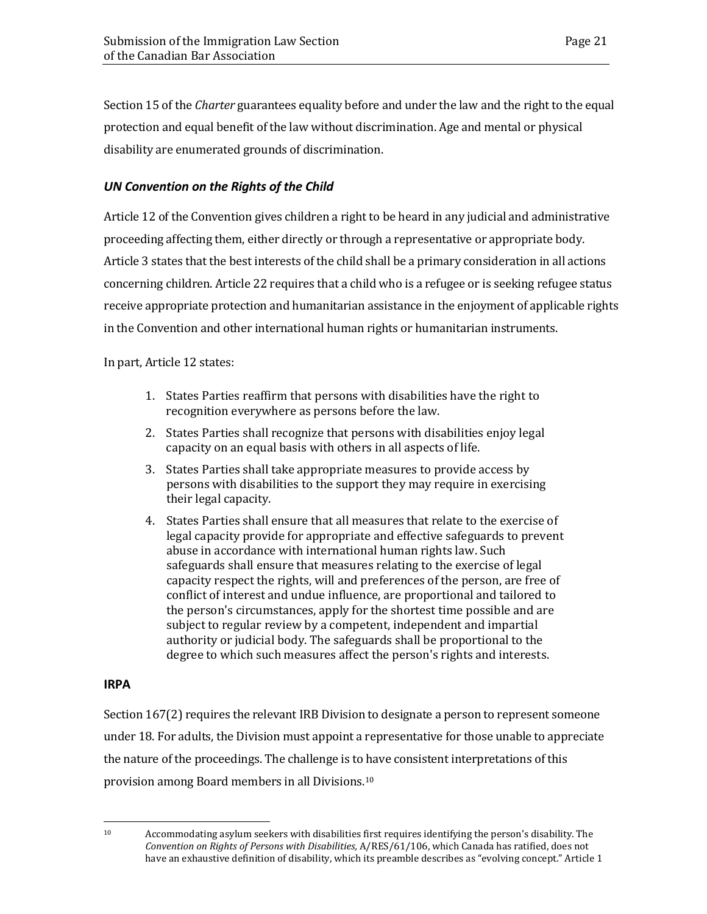Section 15 of the *Charter* guarantees equality before and under the law and the right to the equal protection and equal benefit of the law without discrimination. Age and mental or physical disability are enumerated grounds of discrimination.

### *UN Convention on the Rights of the Child*

Article 12 of the Convention gives children a right to be heard in any judicial and administrative proceeding affecting them, either directly or through a representative or appropriate body. Article 3 states that the best interests of the child shall be a primary consideration in all actions concerning children. Article 22 requires that a child who is a refugee or is seeking refugee status receive appropriate protection and humanitarian assistance in the enjoyment of applicable rights in the Convention and other international human rights or humanitarian instruments.

In part, Article 12 states:

> 1. States Parties reaffirm that persons with disabilities have the right to recognition everywhere as persons before the law.
> 2. States Parties shall recognize that persons with disabilities enjoy legal capacity on an equal basis with others in all aspects of life.
> 3. States Parties shall take appropriate measures to provide access by persons with disabilities to the support they may require in exercising their legal capacity.
> 4. States Parties shall ensure that all measures that relate to the exercise of legal capacity provide for appropriate and effective safeguards to prevent abuse in accordance with international human rights law. Such safeguards shall ensure that measures relating to the exercise of legal capacity respect the rights, will and preferences of the person, are free of conflict of interest and undue influence, are proportional and tailored to the person's circumstances, apply for the shortest time possible and are subject to regular review by a competent, independent and impartial authority or judicial body. The safeguards shall be proportional to the degree to which such measures affect the person's rights and interests.

### IRPA

Section 167(2) requires the relevant IRB Division to designate a person to represent someone under 18. For adults, the Division must appoint a representative for those unable to appreciate the nature of the proceedings. The challenge is to have consistent interpretations of this provision among Board members in all Divisions.[10]

---

[10] Accommodating asylum seekers with disabilities first requires identifying the person's disability. The *Convention on Rights of Persons with Disabilities,* A/RES/61/106, which Canada has ratified, does not have an exhaustive definition of disability, which its preamble describes as "evolving concept." Article 1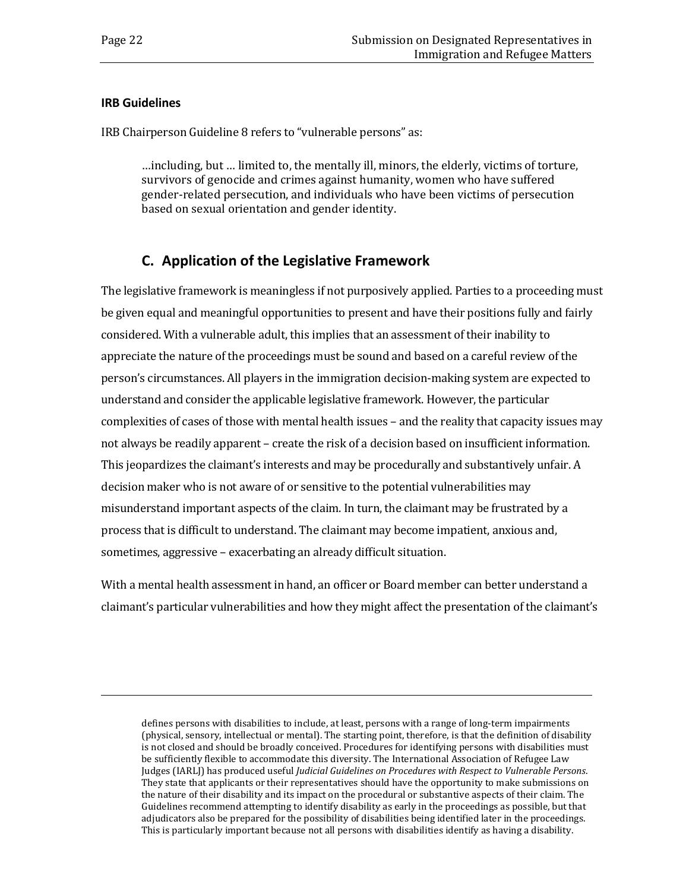### IRB Guidelines

IRB Chairperson Guideline 8 refers to "vulnerable persons" as:

> …including, but … limited to, the mentally ill, minors, the elderly, victims of torture, survivors of genocide and crimes against humanity, women who have suffered gender-related persecution, and individuals who have been victims of persecution based on sexual orientation and gender identity.

## C. Application of the Legislative Framework

The legislative framework is meaningless if not purposively applied. Parties to a proceeding must be given equal and meaningful opportunities to present and have their positions fully and fairly considered. With a vulnerable adult, this implies that an assessment of their inability to appreciate the nature of the proceedings must be sound and based on a careful review of the person's circumstances. All players in the immigration decision-making system are expected to understand and consider the applicable legislative framework. However, the particular complexities of cases of those with mental health issues – and the reality that capacity issues may not always be readily apparent – create the risk of a decision based on insufficient information. This jeopardizes the claimant's interests and may be procedurally and substantively unfair. A decision maker who is not aware of or sensitive to the potential vulnerabilities may misunderstand important aspects of the claim. In turn, the claimant may be frustrated by a process that is difficult to understand. The claimant may become impatient, anxious and, sometimes, aggressive – exacerbating an already difficult situation.

With a mental health assessment in hand, an officer or Board member can better understand a claimant's particular vulnerabilities and how they might affect the presentation of the claimant's

---

defines persons with disabilities to include, at least, persons with a range of long-term impairments (physical, sensory, intellectual or mental). The starting point, therefore, is that the definition of disability is not closed and should be broadly conceived. Procedures for identifying persons with disabilities must be sufficiently flexible to accommodate this diversity. The International Association of Refugee Law Judges (IARLJ) has produced useful *Judicial Guidelines on Procedures with Respect to Vulnerable Persons*. They state that applicants or their representatives should have the opportunity to make submissions on the nature of their disability and its impact on the procedural or substantive aspects of their claim. The Guidelines recommend attempting to identify disability as early in the proceedings as possible, but that adjudicators also be prepared for the possibility of disabilities being identified later in the proceedings. This is particularly important because not all persons with disabilities identify as having a disability.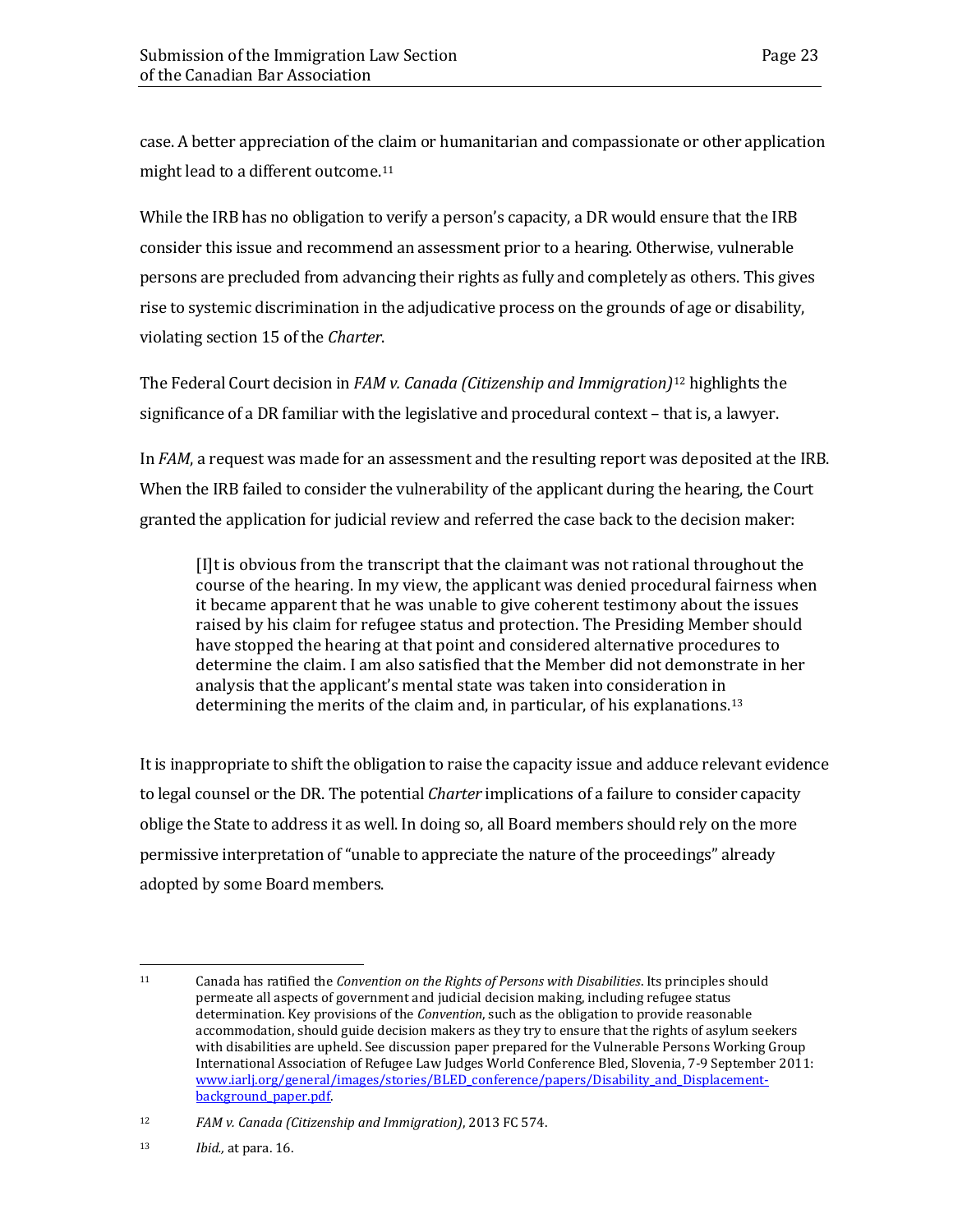case. A better appreciation of the claim or humanitarian and compassionate or other application might lead to a different outcome.[11]

While the IRB has no obligation to verify a person's capacity, a DR would ensure that the IRB consider this issue and recommend an assessment prior to a hearing. Otherwise, vulnerable persons are precluded from advancing their rights as fully and completely as others. This gives rise to systemic discrimination in the adjudicative process on the grounds of age or disability, violating section 15 of the *Charter*.

The Federal Court decision in *FAM v. Canada (Citizenship and Immigration)*[12] highlights the significance of a DR familiar with the legislative and procedural context – that is, a lawyer.

In *FAM*, a request was made for an assessment and the resulting report was deposited at the IRB. When the IRB failed to consider the vulnerability of the applicant during the hearing, the Court granted the application for judicial review and referred the case back to the decision maker:

> [I]t is obvious from the transcript that the claimant was not rational throughout the course of the hearing. In my view, the applicant was denied procedural fairness when it became apparent that he was unable to give coherent testimony about the issues raised by his claim for refugee status and protection. The Presiding Member should have stopped the hearing at that point and considered alternative procedures to determine the claim. I am also satisfied that the Member did not demonstrate in her analysis that the applicant's mental state was taken into consideration in determining the merits of the claim and, in particular, of his explanations.[13]

It is inappropriate to shift the obligation to raise the capacity issue and adduce relevant evidence to legal counsel or the DR. The potential *Charter* implications of a failure to consider capacity oblige the State to address it as well. In doing so, all Board members should rely on the more permissive interpretation of "unable to appreciate the nature of the proceedings" already adopted by some Board members.

---

[11] Canada has ratified the *Convention on the Rights of Persons with Disabilities*. Its principles should permeate all aspects of government and judicial decision making, including refugee status determination. Key provisions of the *Convention*, such as the obligation to provide reasonable accommodation, should guide decision makers as they try to ensure that the rights of asylum seekers with disabilities are upheld. See discussion paper prepared for the Vulnerable Persons Working Group International Association of Refugee Law Judges World Conference Bled, Slovenia, 7-9 September 2011: www.iarlj.org/general/images/stories/BLED_conference/papers/Disability_and_Displacement-background_paper.pdf.

[12] *FAM v. Canada (Citizenship and Immigration)*, 2013 FC 574.

[13] *Ibid.,* at para. 16.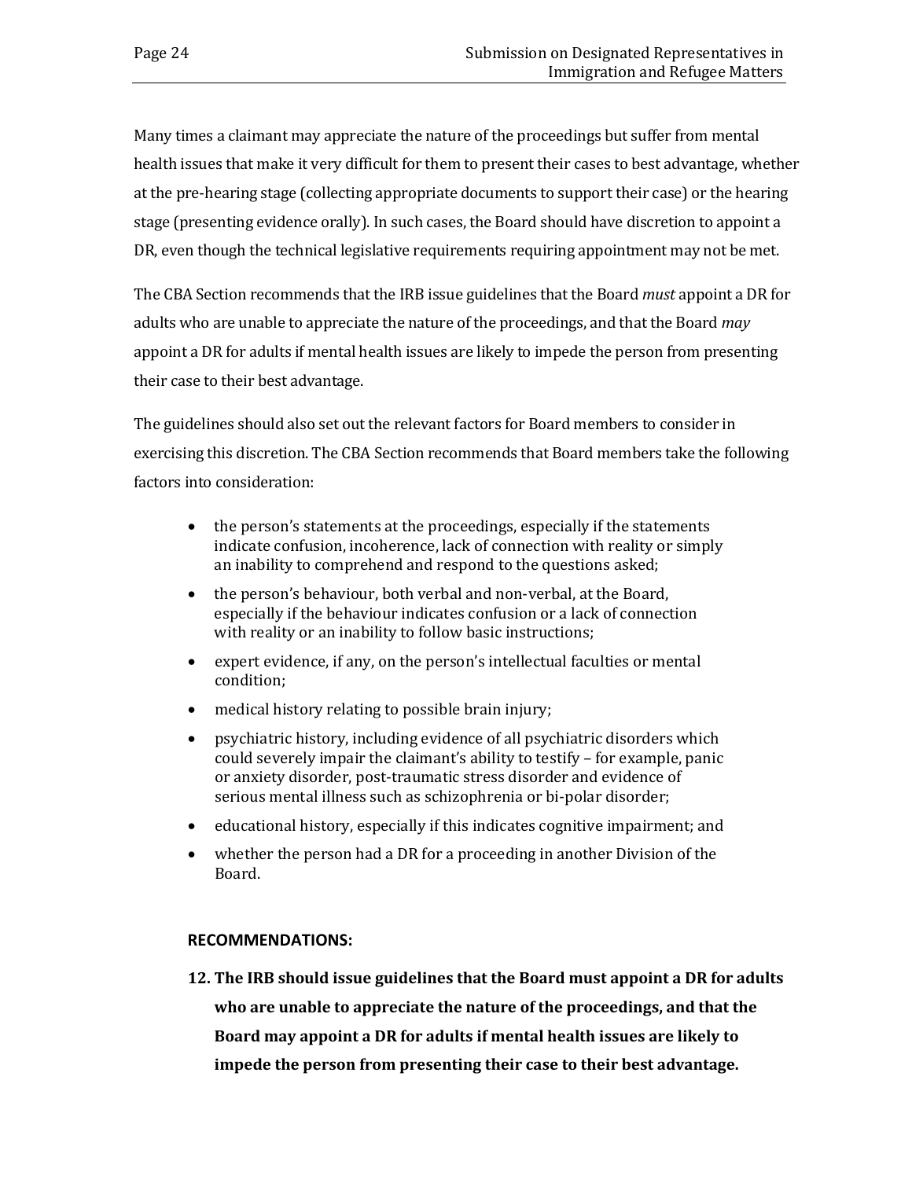Many times a claimant may appreciate the nature of the proceedings but suffer from mental health issues that make it very difficult for them to present their cases to best advantage, whether at the pre-hearing stage (collecting appropriate documents to support their case) or the hearing stage (presenting evidence orally). In such cases, the Board should have discretion to appoint a DR, even though the technical legislative requirements requiring appointment may not be met.

The CBA Section recommends that the IRB issue guidelines that the Board *must* appoint a DR for adults who are unable to appreciate the nature of the proceedings, and that the Board *may* appoint a DR for adults if mental health issues are likely to impede the person from presenting their case to their best advantage.

The guidelines should also set out the relevant factors for Board members to consider in exercising this discretion. The CBA Section recommends that Board members take the following factors into consideration:

- the person's statements at the proceedings, especially if the statements indicate confusion, incoherence, lack of connection with reality or simply an inability to comprehend and respond to the questions asked;
- the person's behaviour, both verbal and non-verbal, at the Board, especially if the behaviour indicates confusion or a lack of connection with reality or an inability to follow basic instructions;
- expert evidence, if any, on the person's intellectual faculties or mental condition;
- medical history relating to possible brain injury;
- psychiatric history, including evidence of all psychiatric disorders which could severely impair the claimant's ability to testify – for example, panic or anxiety disorder, post-traumatic stress disorder and evidence of serious mental illness such as schizophrenia or bi-polar disorder;
- educational history, especially if this indicates cognitive impairment; and
- whether the person had a DR for a proceeding in another Division of the Board.

**RECOMMENDATIONS:**

**12. The IRB should issue guidelines that the Board must appoint a DR for adults who are unable to appreciate the nature of the proceedings, and that the Board may appoint a DR for adults if mental health issues are likely to impede the person from presenting their case to their best advantage.**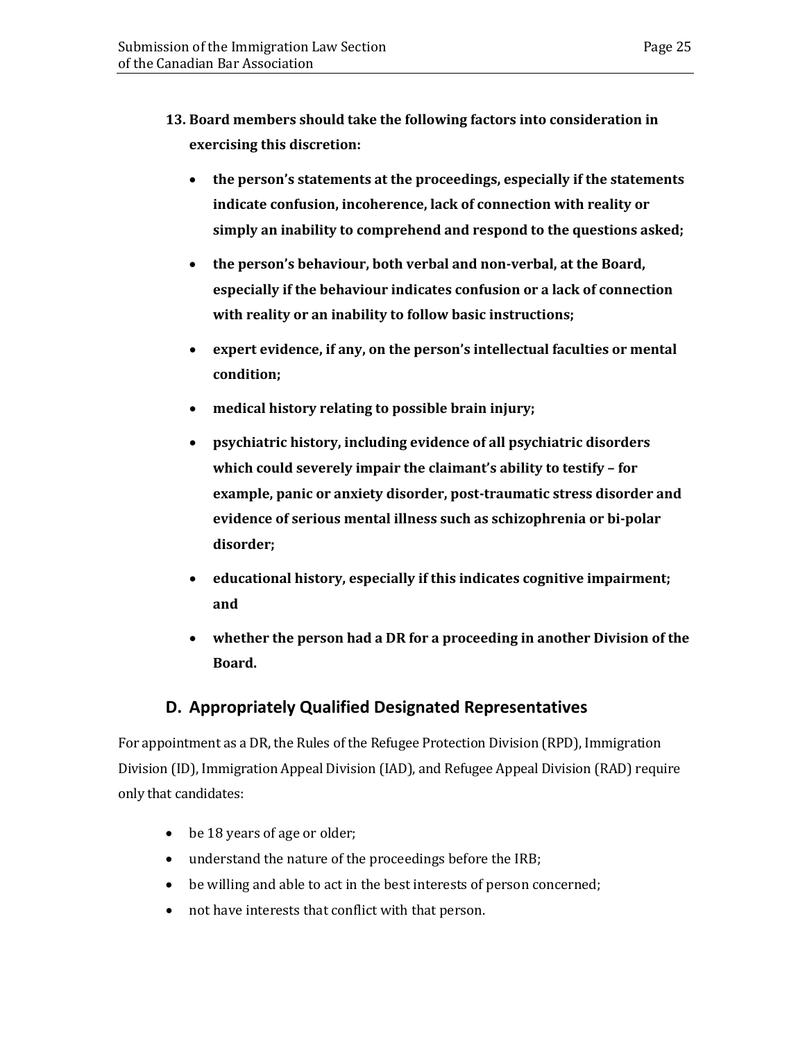**13. Board members should take the following factors into consideration in exercising this discretion:**

- **the person's statements at the proceedings, especially if the statements indicate confusion, incoherence, lack of connection with reality or simply an inability to comprehend and respond to the questions asked;**
- **the person's behaviour, both verbal and non-verbal, at the Board, especially if the behaviour indicates confusion or a lack of connection with reality or an inability to follow basic instructions;**
- **expert evidence, if any, on the person's intellectual faculties or mental condition;**
- **medical history relating to possible brain injury;**
- **psychiatric history, including evidence of all psychiatric disorders which could severely impair the claimant's ability to testify – for example, panic or anxiety disorder, post-traumatic stress disorder and evidence of serious mental illness such as schizophrenia or bi-polar disorder;**
- **educational history, especially if this indicates cognitive impairment; and**
- **whether the person had a DR for a proceeding in another Division of the Board.**

## D. Appropriately Qualified Designated Representatives

For appointment as a DR, the Rules of the Refugee Protection Division (RPD), Immigration Division (ID), Immigration Appeal Division (IAD), and Refugee Appeal Division (RAD) require only that candidates:

- be 18 years of age or older;
- understand the nature of the proceedings before the IRB;
- be willing and able to act in the best interests of person concerned;
- not have interests that conflict with that person.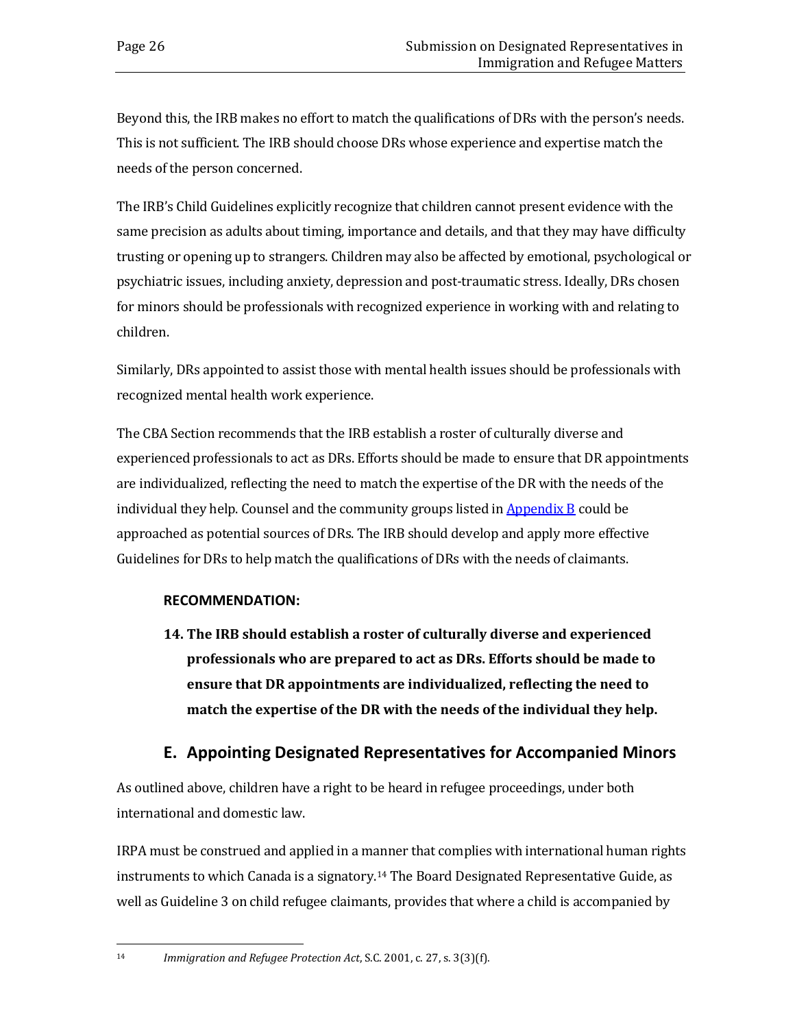Beyond this, the IRB makes no effort to match the qualifications of DRs with the person's needs. This is not sufficient. The IRB should choose DRs whose experience and expertise match the needs of the person concerned.

The IRB's Child Guidelines explicitly recognize that children cannot present evidence with the same precision as adults about timing, importance and details, and that they may have difficulty trusting or opening up to strangers. Children may also be affected by emotional, psychological or psychiatric issues, including anxiety, depression and post-traumatic stress. Ideally, DRs chosen for minors should be professionals with recognized experience in working with and relating to children.

Similarly, DRs appointed to assist those with mental health issues should be professionals with recognized mental health work experience.

The CBA Section recommends that the IRB establish a roster of culturally diverse and experienced professionals to act as DRs. Efforts should be made to ensure that DR appointments are individualized, reflecting the need to match the expertise of the DR with the needs of the individual they help. Counsel and the community groups listed in [Appendix B] could be approached as potential sources of DRs. The IRB should develop and apply more effective Guidelines for DRs to help match the qualifications of DRs with the needs of claimants.

**RECOMMENDATION:**

14. **The IRB should establish a roster of culturally diverse and experienced professionals who are prepared to act as DRs. Efforts should be made to ensure that DR appointments are individualized, reflecting the need to match the expertise of the DR with the needs of the individual they help.**

## E. Appointing Designated Representatives for Accompanied Minors

As outlined above, children have a right to be heard in refugee proceedings, under both international and domestic law.

IRPA must be construed and applied in a manner that complies with international human rights instruments to which Canada is a signatory.[14] The Board Designated Representative Guide, as well as Guideline 3 on child refugee claimants, provides that where a child is accompanied by

---

[14] *Immigration and Refugee Protection Act*, S.C. 2001, c. 27, s. 3(3)(f).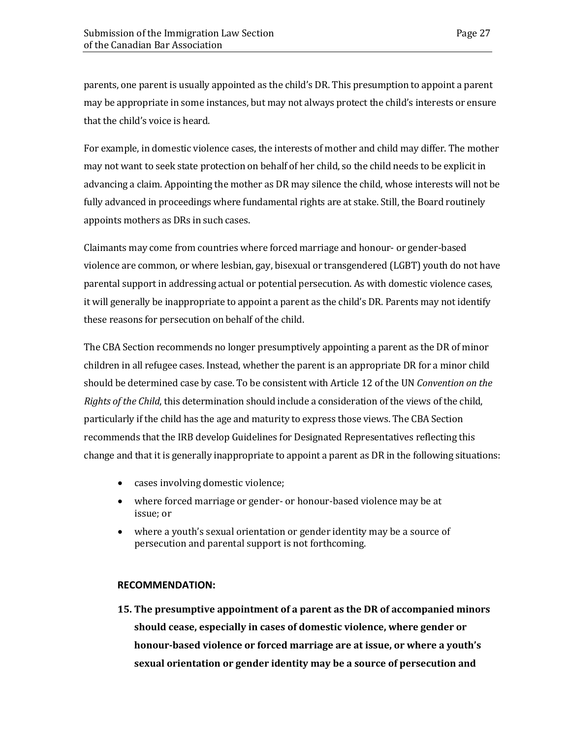parents, one parent is usually appointed as the child's DR. This presumption to appoint a parent may be appropriate in some instances, but may not always protect the child's interests or ensure that the child's voice is heard.

For example, in domestic violence cases, the interests of mother and child may differ. The mother may not want to seek state protection on behalf of her child, so the child needs to be explicit in advancing a claim. Appointing the mother as DR may silence the child, whose interests will not be fully advanced in proceedings where fundamental rights are at stake. Still, the Board routinely appoints mothers as DRs in such cases.

Claimants may come from countries where forced marriage and honour- or gender-based violence are common, or where lesbian, gay, bisexual or transgendered (LGBT) youth do not have parental support in addressing actual or potential persecution. As with domestic violence cases, it will generally be inappropriate to appoint a parent as the child's DR. Parents may not identify these reasons for persecution on behalf of the child.

The CBA Section recommends no longer presumptively appointing a parent as the DR of minor children in all refugee cases. Instead, whether the parent is an appropriate DR for a minor child should be determined case by case. To be consistent with Article 12 of the UN *Convention on the Rights of the Child*, this determination should include a consideration of the views of the child, particularly if the child has the age and maturity to express those views. The CBA Section recommends that the IRB develop Guidelines for Designated Representatives reflecting this change and that it is generally inappropriate to appoint a parent as DR in the following situations:

- cases involving domestic violence;
- where forced marriage or gender- or honour-based violence may be at issue; or
- where a youth's sexual orientation or gender identity may be a source of persecution and parental support is not forthcoming.

**RECOMMENDATION:**

**15. The presumptive appointment of a parent as the DR of accompanied minors should cease, especially in cases of domestic violence, where gender or honour-based violence or forced marriage are at issue, or where a youth's sexual orientation or gender identity may be a source of persecution and**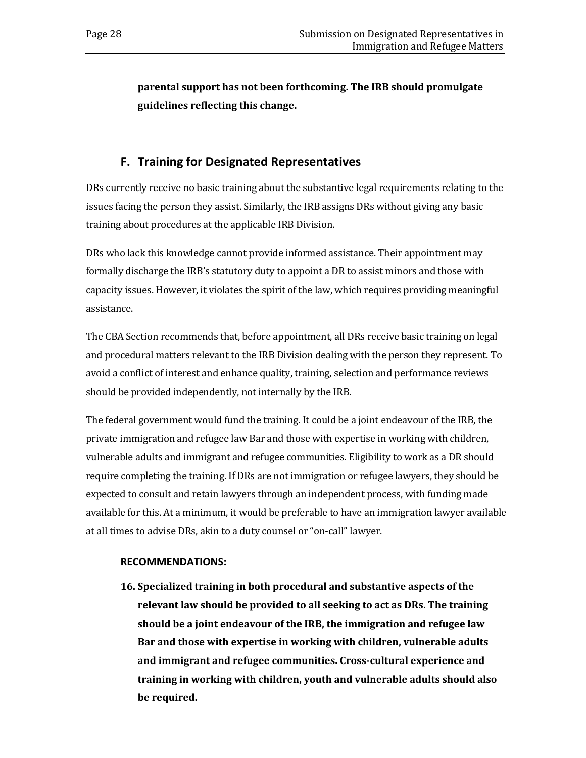**parental support has not been forthcoming. The IRB should promulgate guidelines reflecting this change.**

## F. Training for Designated Representatives

DRs currently receive no basic training about the substantive legal requirements relating to the issues facing the person they assist. Similarly, the IRB assigns DRs without giving any basic training about procedures at the applicable IRB Division.

DRs who lack this knowledge cannot provide informed assistance. Their appointment may formally discharge the IRB's statutory duty to appoint a DR to assist minors and those with capacity issues. However, it violates the spirit of the law, which requires providing meaningful assistance.

The CBA Section recommends that, before appointment, all DRs receive basic training on legal and procedural matters relevant to the IRB Division dealing with the person they represent. To avoid a conflict of interest and enhance quality, training, selection and performance reviews should be provided independently, not internally by the IRB.

The federal government would fund the training. It could be a joint endeavour of the IRB, the private immigration and refugee law Bar and those with expertise in working with children, vulnerable adults and immigrant and refugee communities. Eligibility to work as a DR should require completing the training. If DRs are not immigration or refugee lawyers, they should be expected to consult and retain lawyers through an independent process, with funding made available for this. At a minimum, it would be preferable to have an immigration lawyer available at all times to advise DRs, akin to a duty counsel or "on-call" lawyer.

**RECOMMENDATIONS:**

16. **Specialized training in both procedural and substantive aspects of the relevant law should be provided to all seeking to act as DRs. The training should be a joint endeavour of the IRB, the immigration and refugee law Bar and those with expertise in working with children, vulnerable adults and immigrant and refugee communities. Cross-cultural experience and training in working with children, youth and vulnerable adults should also be required.**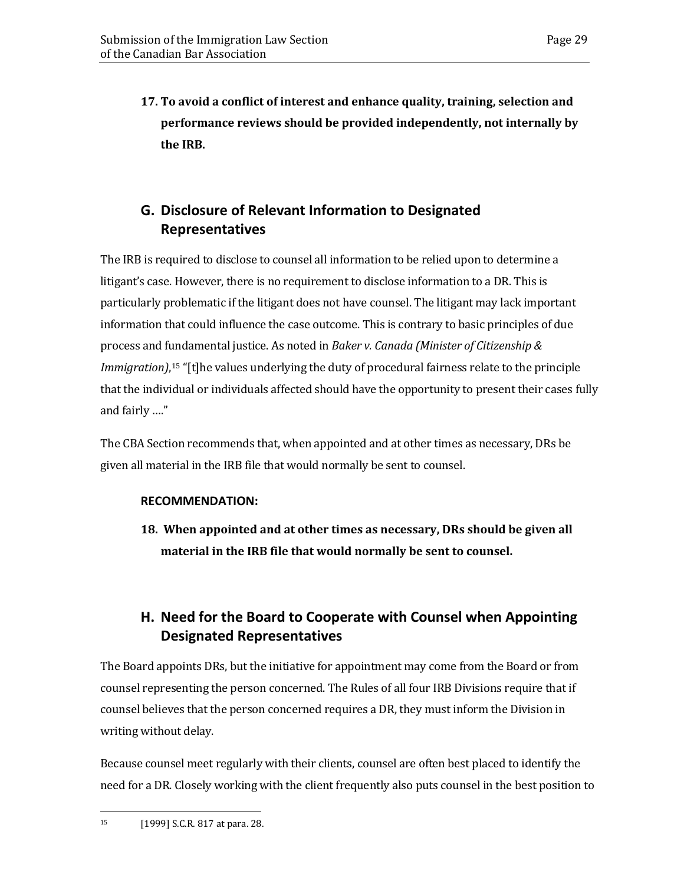**17. To avoid a conflict of interest and enhance quality, training, selection and performance reviews should be provided independently, not internally by the IRB.**

## G. Disclosure of Relevant Information to Designated Representatives

The IRB is required to disclose to counsel all information to be relied upon to determine a litigant's case. However, there is no requirement to disclose information to a DR. This is particularly problematic if the litigant does not have counsel. The litigant may lack important information that could influence the case outcome. This is contrary to basic principles of due process and fundamental justice. As noted in *Baker v. Canada (Minister of Citizenship & Immigration)*,[15] "[t]he values underlying the duty of procedural fairness relate to the principle that the individual or individuals affected should have the opportunity to present their cases fully and fairly …."

The CBA Section recommends that, when appointed and at other times as necessary, DRs be given all material in the IRB file that would normally be sent to counsel.

**RECOMMENDATION:**

**18. When appointed and at other times as necessary, DRs should be given all material in the IRB file that would normally be sent to counsel.**

## H. Need for the Board to Cooperate with Counsel when Appointing Designated Representatives

The Board appoints DRs, but the initiative for appointment may come from the Board or from counsel representing the person concerned. The Rules of all four IRB Divisions require that if counsel believes that the person concerned requires a DR, they must inform the Division in writing without delay.

Because counsel meet regularly with their clients, counsel are often best placed to identify the need for a DR. Closely working with the client frequently also puts counsel in the best position to

[15] [1999] S.C.R. 817 at para. 28.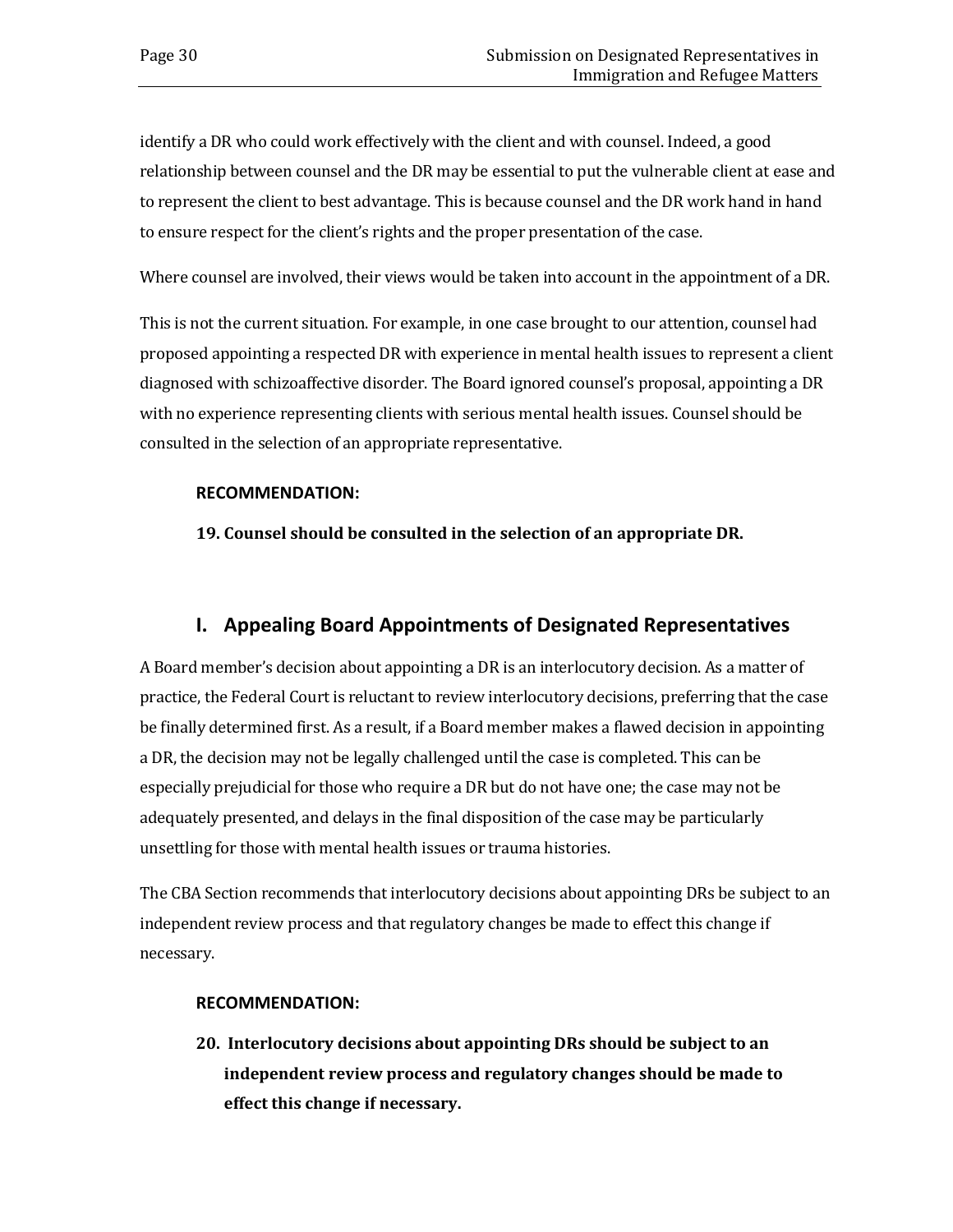identify a DR who could work effectively with the client and with counsel. Indeed, a good relationship between counsel and the DR may be essential to put the vulnerable client at ease and to represent the client to best advantage. This is because counsel and the DR work hand in hand to ensure respect for the client's rights and the proper presentation of the case.

Where counsel are involved, their views would be taken into account in the appointment of a DR.

This is not the current situation. For example, in one case brought to our attention, counsel had proposed appointing a respected DR with experience in mental health issues to represent a client diagnosed with schizoaffective disorder. The Board ignored counsel's proposal, appointing a DR with no experience representing clients with serious mental health issues. Counsel should be consulted in the selection of an appropriate representative.

**RECOMMENDATION:**

**19. Counsel should be consulted in the selection of an appropriate DR.**

## I. Appealing Board Appointments of Designated Representatives

A Board member's decision about appointing a DR is an interlocutory decision. As a matter of practice, the Federal Court is reluctant to review interlocutory decisions, preferring that the case be finally determined first. As a result, if a Board member makes a flawed decision in appointing a DR, the decision may not be legally challenged until the case is completed. This can be especially prejudicial for those who require a DR but do not have one; the case may not be adequately presented, and delays in the final disposition of the case may be particularly unsettling for those with mental health issues or trauma histories.

The CBA Section recommends that interlocutory decisions about appointing DRs be subject to an independent review process and that regulatory changes be made to effect this change if necessary.

**RECOMMENDATION:**

**20. Interlocutory decisions about appointing DRs should be subject to an independent review process and regulatory changes should be made to effect this change if necessary.**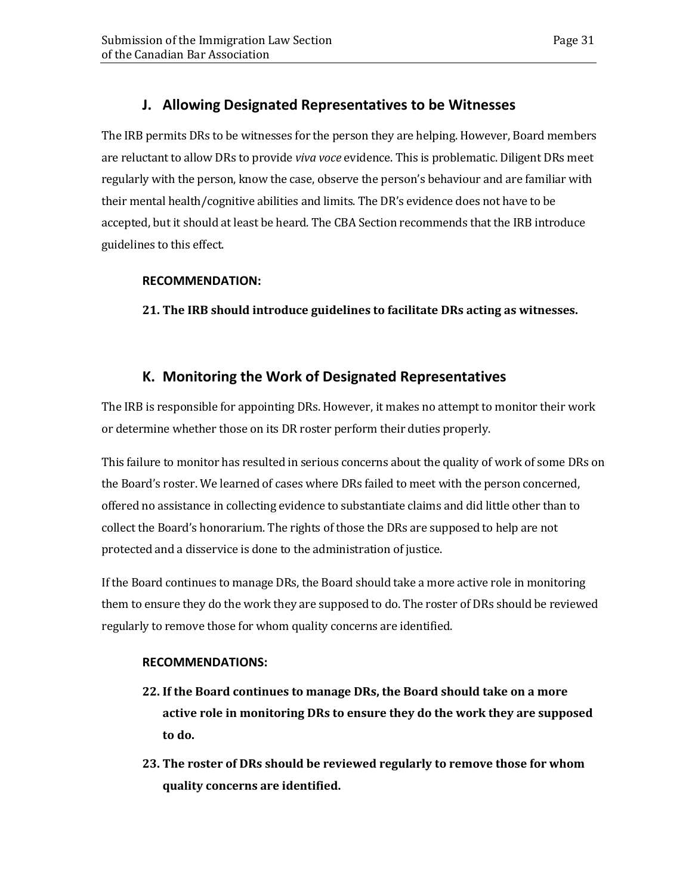## J. Allowing Designated Representatives to be Witnesses

The IRB permits DRs to be witnesses for the person they are helping. However, Board members are reluctant to allow DRs to provide *viva voce* evidence. This is problematic. Diligent DRs meet regularly with the person, know the case, observe the person's behaviour and are familiar with their mental health/cognitive abilities and limits. The DR's evidence does not have to be accepted, but it should at least be heard. The CBA Section recommends that the IRB introduce guidelines to this effect.

**RECOMMENDATION:**

**21. The IRB should introduce guidelines to facilitate DRs acting as witnesses.**

## K. Monitoring the Work of Designated Representatives

The IRB is responsible for appointing DRs. However, it makes no attempt to monitor their work or determine whether those on its DR roster perform their duties properly.

This failure to monitor has resulted in serious concerns about the quality of work of some DRs on the Board's roster. We learned of cases where DRs failed to meet with the person concerned, offered no assistance in collecting evidence to substantiate claims and did little other than to collect the Board's honorarium. The rights of those the DRs are supposed to help are not protected and a disservice is done to the administration of justice.

If the Board continues to manage DRs, the Board should take a more active role in monitoring them to ensure they do the work they are supposed to do. The roster of DRs should be reviewed regularly to remove those for whom quality concerns are identified.

**RECOMMENDATIONS:**

22. **If the Board continues to manage DRs, the Board should take on a more active role in monitoring DRs to ensure they do the work they are supposed to do.**
23. **The roster of DRs should be reviewed regularly to remove those for whom quality concerns are identified.**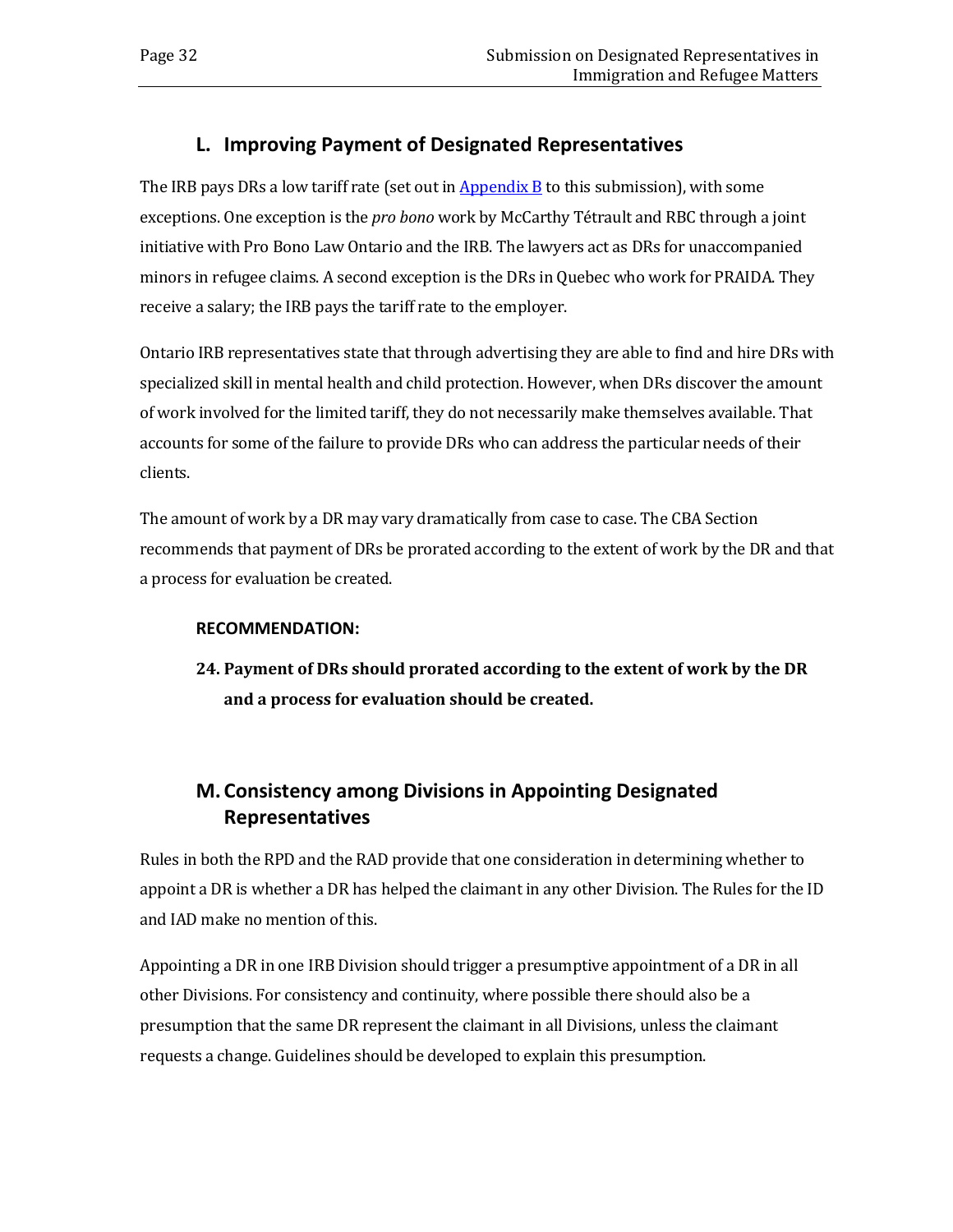## L. Improving Payment of Designated Representatives

The IRB pays DRs a low tariff rate (set out in Appendix B to this submission), with some exceptions. One exception is the *pro bono* work by McCarthy Tétrault and RBC through a joint initiative with Pro Bono Law Ontario and the IRB. The lawyers act as DRs for unaccompanied minors in refugee claims. A second exception is the DRs in Quebec who work for PRAIDA. They receive a salary; the IRB pays the tariff rate to the employer.

Ontario IRB representatives state that through advertising they are able to find and hire DRs with specialized skill in mental health and child protection. However, when DRs discover the amount of work involved for the limited tariff, they do not necessarily make themselves available. That accounts for some of the failure to provide DRs who can address the particular needs of their clients.

The amount of work by a DR may vary dramatically from case to case. The CBA Section recommends that payment of DRs be prorated according to the extent of work by the DR and that a process for evaluation be created.

**RECOMMENDATION:**

**24. Payment of DRs should prorated according to the extent of work by the DR and a process for evaluation should be created.**

## M. Consistency among Divisions in Appointing Designated Representatives

Rules in both the RPD and the RAD provide that one consideration in determining whether to appoint a DR is whether a DR has helped the claimant in any other Division. The Rules for the ID and IAD make no mention of this.

Appointing a DR in one IRB Division should trigger a presumptive appointment of a DR in all other Divisions. For consistency and continuity, where possible there should also be a presumption that the same DR represent the claimant in all Divisions, unless the claimant requests a change. Guidelines should be developed to explain this presumption.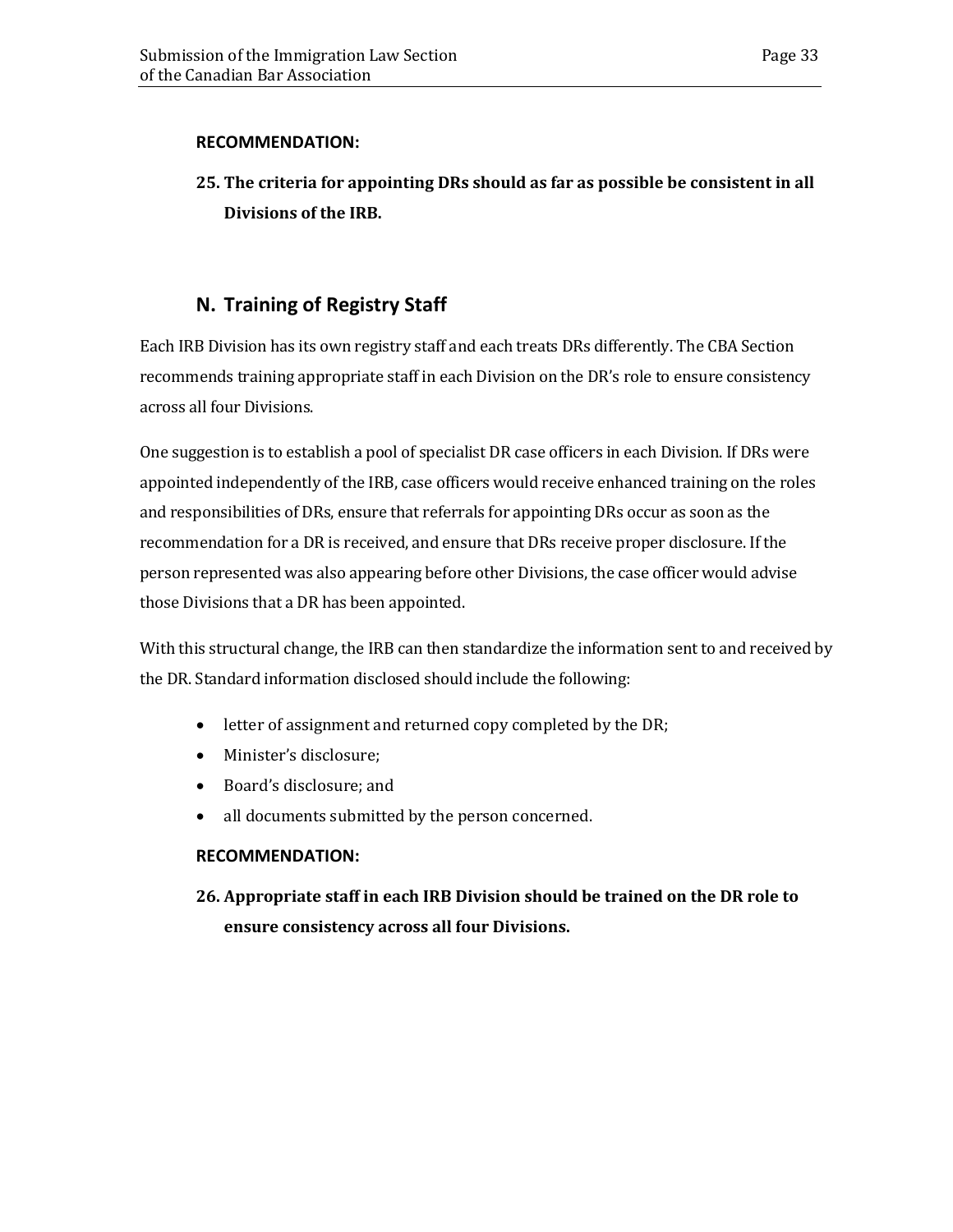**RECOMMENDATION:**

**25. The criteria for appointing DRs should as far as possible be consistent in all Divisions of the IRB.**

## N. Training of Registry Staff

Each IRB Division has its own registry staff and each treats DRs differently. The CBA Section recommends training appropriate staff in each Division on the DR's role to ensure consistency across all four Divisions.

One suggestion is to establish a pool of specialist DR case officers in each Division. If DRs were appointed independently of the IRB, case officers would receive enhanced training on the roles and responsibilities of DRs, ensure that referrals for appointing DRs occur as soon as the recommendation for a DR is received, and ensure that DRs receive proper disclosure. If the person represented was also appearing before other Divisions, the case officer would advise those Divisions that a DR has been appointed.

With this structural change, the IRB can then standardize the information sent to and received by the DR. Standard information disclosed should include the following:

- letter of assignment and returned copy completed by the DR;
- Minister's disclosure;
- Board's disclosure; and
- all documents submitted by the person concerned.

**RECOMMENDATION:**

**26. Appropriate staff in each IRB Division should be trained on the DR role to ensure consistency across all four Divisions.**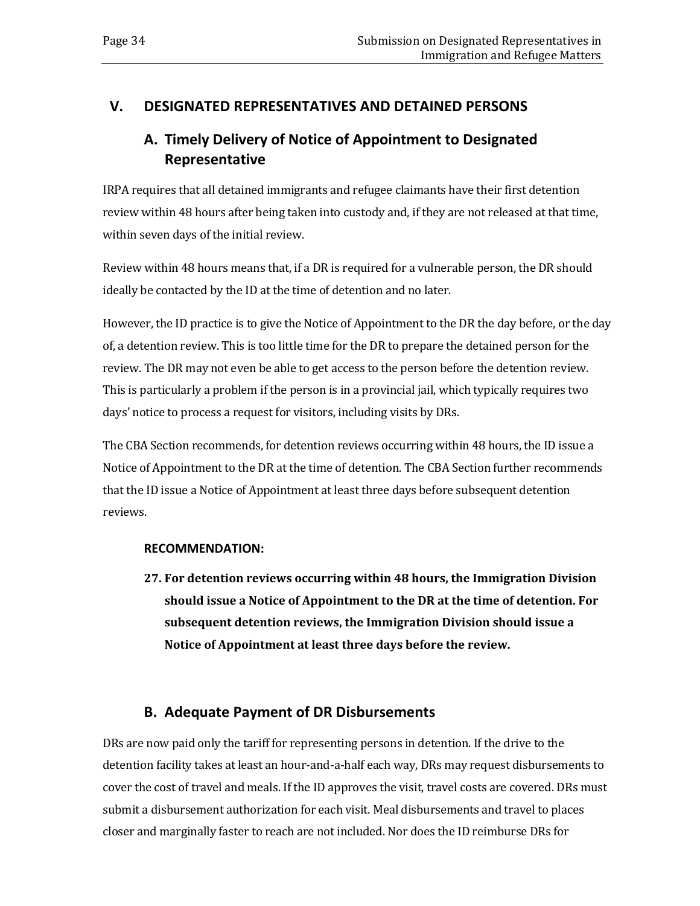## V. DESIGNATED REPRESENTATIVES AND DETAINED PERSONS

### A. Timely Delivery of Notice of Appointment to Designated Representative

IRPA requires that all detained immigrants and refugee claimants have their first detention review within 48 hours after being taken into custody and, if they are not released at that time, within seven days of the initial review.

Review within 48 hours means that, if a DR is required for a vulnerable person, the DR should ideally be contacted by the ID at the time of detention and no later.

However, the ID practice is to give the Notice of Appointment to the DR the day before, or the day of, a detention review. This is too little time for the DR to prepare the detained person for the review. The DR may not even be able to get access to the person before the detention review. This is particularly a problem if the person is in a provincial jail, which typically requires two days' notice to process a request for visitors, including visits by DRs.

The CBA Section recommends, for detention reviews occurring within 48 hours, the ID issue a Notice of Appointment to the DR at the time of detention. The CBA Section further recommends that the ID issue a Notice of Appointment at least three days before subsequent detention reviews.

**RECOMMENDATION:**

**27. For detention reviews occurring within 48 hours, the Immigration Division should issue a Notice of Appointment to the DR at the time of detention. For subsequent detention reviews, the Immigration Division should issue a Notice of Appointment at least three days before the review.**

### B. Adequate Payment of DR Disbursements

DRs are now paid only the tariff for representing persons in detention. If the drive to the detention facility takes at least an hour-and-a-half each way, DRs may request disbursements to cover the cost of travel and meals. If the ID approves the visit, travel costs are covered. DRs must submit a disbursement authorization for each visit. Meal disbursements and travel to places closer and marginally faster to reach are not included. Nor does the ID reimburse DRs for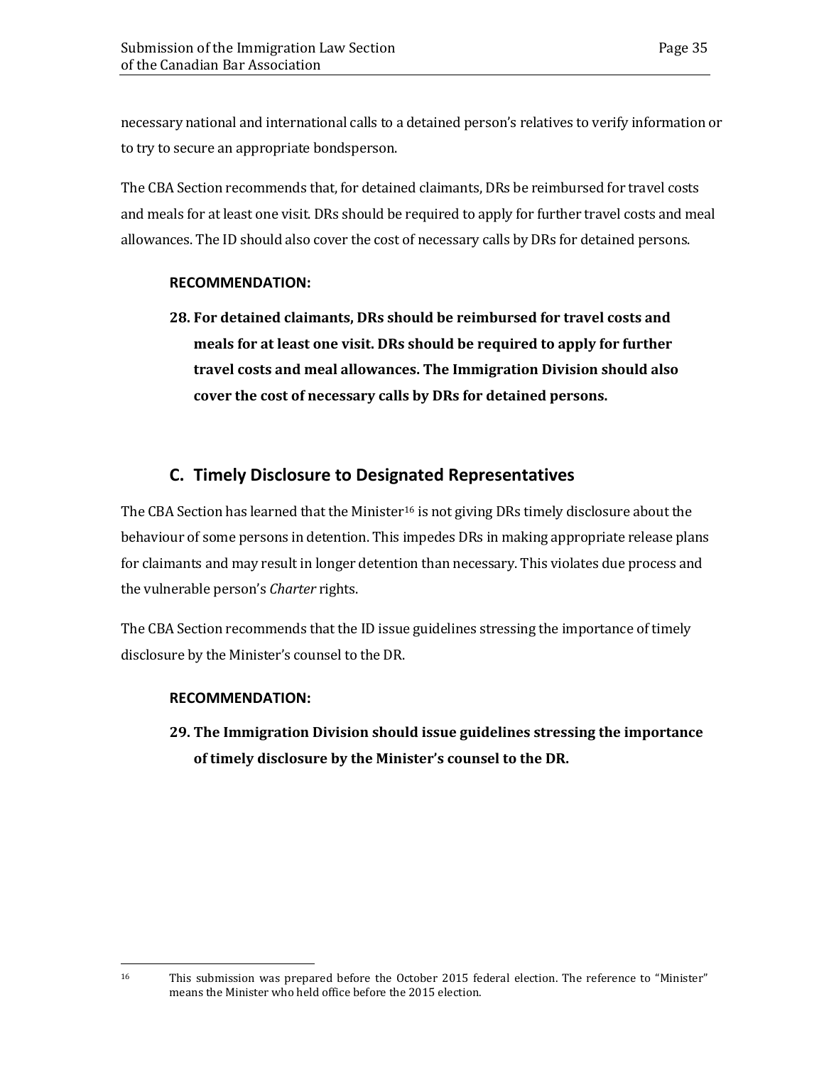necessary national and international calls to a detained person's relatives to verify information or to try to secure an appropriate bondsperson.

The CBA Section recommends that, for detained claimants, DRs be reimbursed for travel costs and meals for at least one visit. DRs should be required to apply for further travel costs and meal allowances. The ID should also cover the cost of necessary calls by DRs for detained persons.

**RECOMMENDATION:**

**28. For detained claimants, DRs should be reimbursed for travel costs and meals for at least one visit. DRs should be required to apply for further travel costs and meal allowances. The Immigration Division should also cover the cost of necessary calls by DRs for detained persons.**

## C. Timely Disclosure to Designated Representatives

The CBA Section has learned that the Minister[16] is not giving DRs timely disclosure about the behaviour of some persons in detention. This impedes DRs in making appropriate release plans for claimants and may result in longer detention than necessary. This violates due process and the vulnerable person's *Charter* rights.

The CBA Section recommends that the ID issue guidelines stressing the importance of timely disclosure by the Minister's counsel to the DR.

**RECOMMENDATION:**

**29. The Immigration Division should issue guidelines stressing the importance of timely disclosure by the Minister's counsel to the DR.**

---

16 This submission was prepared before the October 2015 federal election. The reference to "Minister" means the Minister who held office before the 2015 election.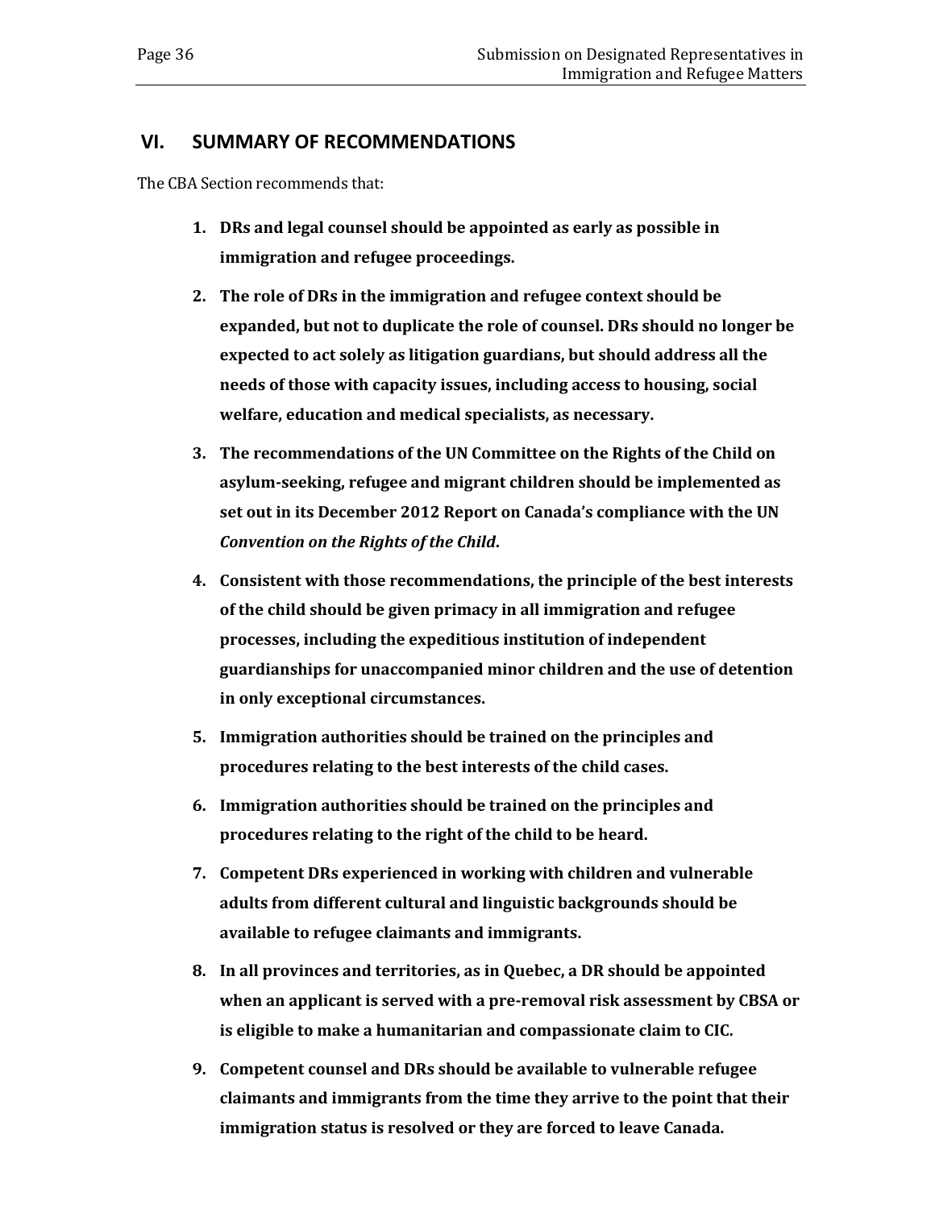## VI. SUMMARY OF RECOMMENDATIONS

The CBA Section recommends that:

1. **DRs and legal counsel should be appointed as early as possible in immigration and refugee proceedings.**
2. **The role of DRs in the immigration and refugee context should be expanded, but not to duplicate the role of counsel. DRs should no longer be expected to act solely as litigation guardians, but should address all the needs of those with capacity issues, including access to housing, social welfare, education and medical specialists, as necessary.**
3. **The recommendations of the UN Committee on the Rights of the Child on asylum-seeking, refugee and migrant children should be implemented as set out in its December 2012 Report on Canada's compliance with the UN *Convention on the Rights of the Child*.**
4. **Consistent with those recommendations, the principle of the best interests of the child should be given primacy in all immigration and refugee processes, including the expeditious institution of independent guardianships for unaccompanied minor children and the use of detention in only exceptional circumstances.**
5. **Immigration authorities should be trained on the principles and procedures relating to the best interests of the child cases.**
6. **Immigration authorities should be trained on the principles and procedures relating to the right of the child to be heard.**
7. **Competent DRs experienced in working with children and vulnerable adults from different cultural and linguistic backgrounds should be available to refugee claimants and immigrants.**
8. **In all provinces and territories, as in Quebec, a DR should be appointed when an applicant is served with a pre-removal risk assessment by CBSA or is eligible to make a humanitarian and compassionate claim to CIC.**
9. **Competent counsel and DRs should be available to vulnerable refugee claimants and immigrants from the time they arrive to the point that their immigration status is resolved or they are forced to leave Canada.**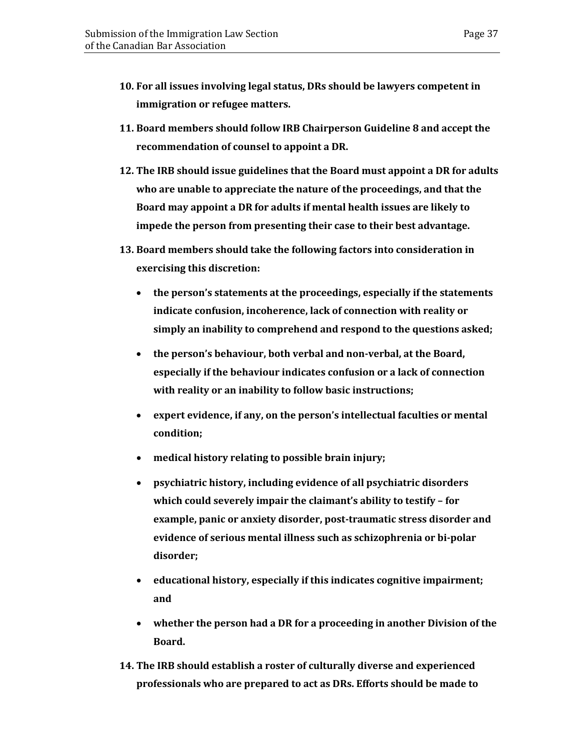10. **For all issues involving legal status, DRs should be lawyers competent in immigration or refugee matters.**

11. **Board members should follow IRB Chairperson Guideline 8 and accept the recommendation of counsel to appoint a DR.**

12. **The IRB should issue guidelines that the Board must appoint a DR for adults who are unable to appreciate the nature of the proceedings, and that the Board may appoint a DR for adults if mental health issues are likely to impede the person from presenting their case to their best advantage.**

13. **Board members should take the following factors into consideration in exercising this discretion:**

    - **the person's statements at the proceedings, especially if the statements indicate confusion, incoherence, lack of connection with reality or simply an inability to comprehend and respond to the questions asked;**
    - **the person's behaviour, both verbal and non-verbal, at the Board, especially if the behaviour indicates confusion or a lack of connection with reality or an inability to follow basic instructions;**
    - **expert evidence, if any, on the person's intellectual faculties or mental condition;**
    - **medical history relating to possible brain injury;**
    - **psychiatric history, including evidence of all psychiatric disorders which could severely impair the claimant's ability to testify – for example, panic or anxiety disorder, post-traumatic stress disorder and evidence of serious mental illness such as schizophrenia or bi-polar disorder;**
    - **educational history, especially if this indicates cognitive impairment; and**
    - **whether the person had a DR for a proceeding in another Division of the Board.**

14. **The IRB should establish a roster of culturally diverse and experienced professionals who are prepared to act as DRs. Efforts should be made to**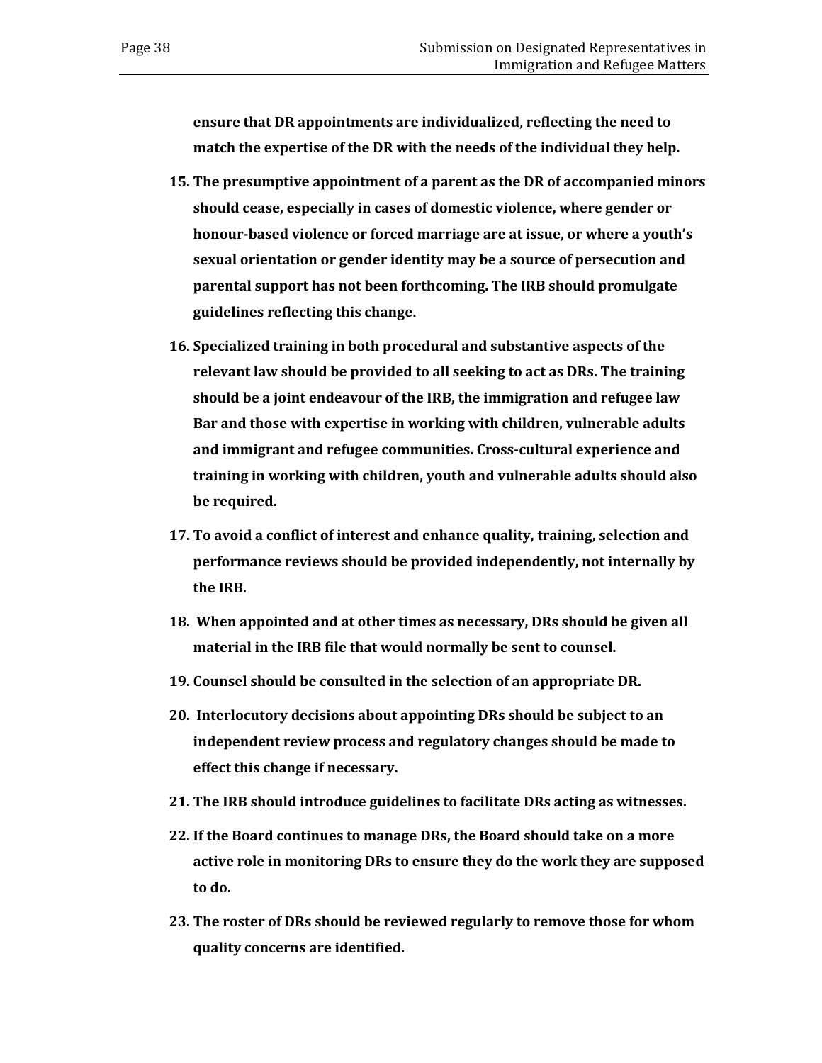**ensure that DR appointments are individualized, reflecting the need to match the expertise of the DR with the needs of the individual they help.**

15. **The presumptive appointment of a parent as the DR of accompanied minors should cease, especially in cases of domestic violence, where gender or honour-based violence or forced marriage are at issue, or where a youth's sexual orientation or gender identity may be a source of persecution and parental support has not been forthcoming. The IRB should promulgate guidelines reflecting this change.**

16. **Specialized training in both procedural and substantive aspects of the relevant law should be provided to all seeking to act as DRs. The training should be a joint endeavour of the IRB, the immigration and refugee law Bar and those with expertise in working with children, vulnerable adults and immigrant and refugee communities. Cross-cultural experience and training in working with children, youth and vulnerable adults should also be required.**

17. **To avoid a conflict of interest and enhance quality, training, selection and performance reviews should be provided independently, not internally by the IRB.**

18. **When appointed and at other times as necessary, DRs should be given all material in the IRB file that would normally be sent to counsel.**

19. **Counsel should be consulted in the selection of an appropriate DR.**

20. **Interlocutory decisions about appointing DRs should be subject to an independent review process and regulatory changes should be made to effect this change if necessary.**

21. **The IRB should introduce guidelines to facilitate DRs acting as witnesses.**

22. **If the Board continues to manage DRs, the Board should take on a more active role in monitoring DRs to ensure they do the work they are supposed to do.**

23. **The roster of DRs should be reviewed regularly to remove those for whom quality concerns are identified.**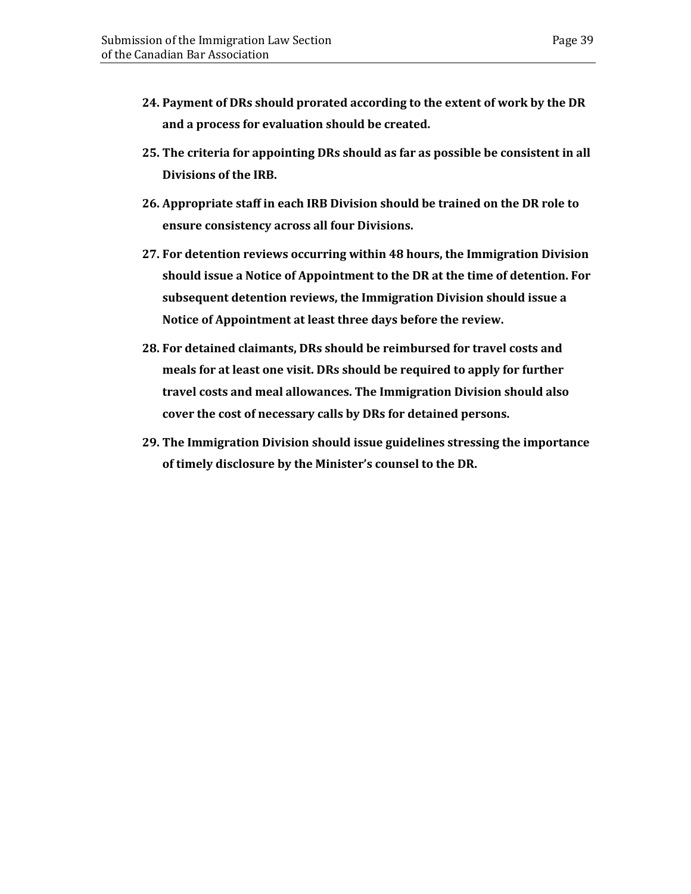24. **Payment of DRs should prorated according to the extent of work by the DR and a process for evaluation should be created.**

25. **The criteria for appointing DRs should as far as possible be consistent in all Divisions of the IRB.**

26. **Appropriate staff in each IRB Division should be trained on the DR role to ensure consistency across all four Divisions.**

27. **For detention reviews occurring within 48 hours, the Immigration Division should issue a Notice of Appointment to the DR at the time of detention. For subsequent detention reviews, the Immigration Division should issue a Notice of Appointment at least three days before the review.**

28. **For detained claimants, DRs should be reimbursed for travel costs and meals for at least one visit. DRs should be required to apply for further travel costs and meal allowances. The Immigration Division should also cover the cost of necessary calls by DRs for detained persons.**

29. **The Immigration Division should issue guidelines stressing the importance of timely disclosure by the Minister's counsel to the DR.**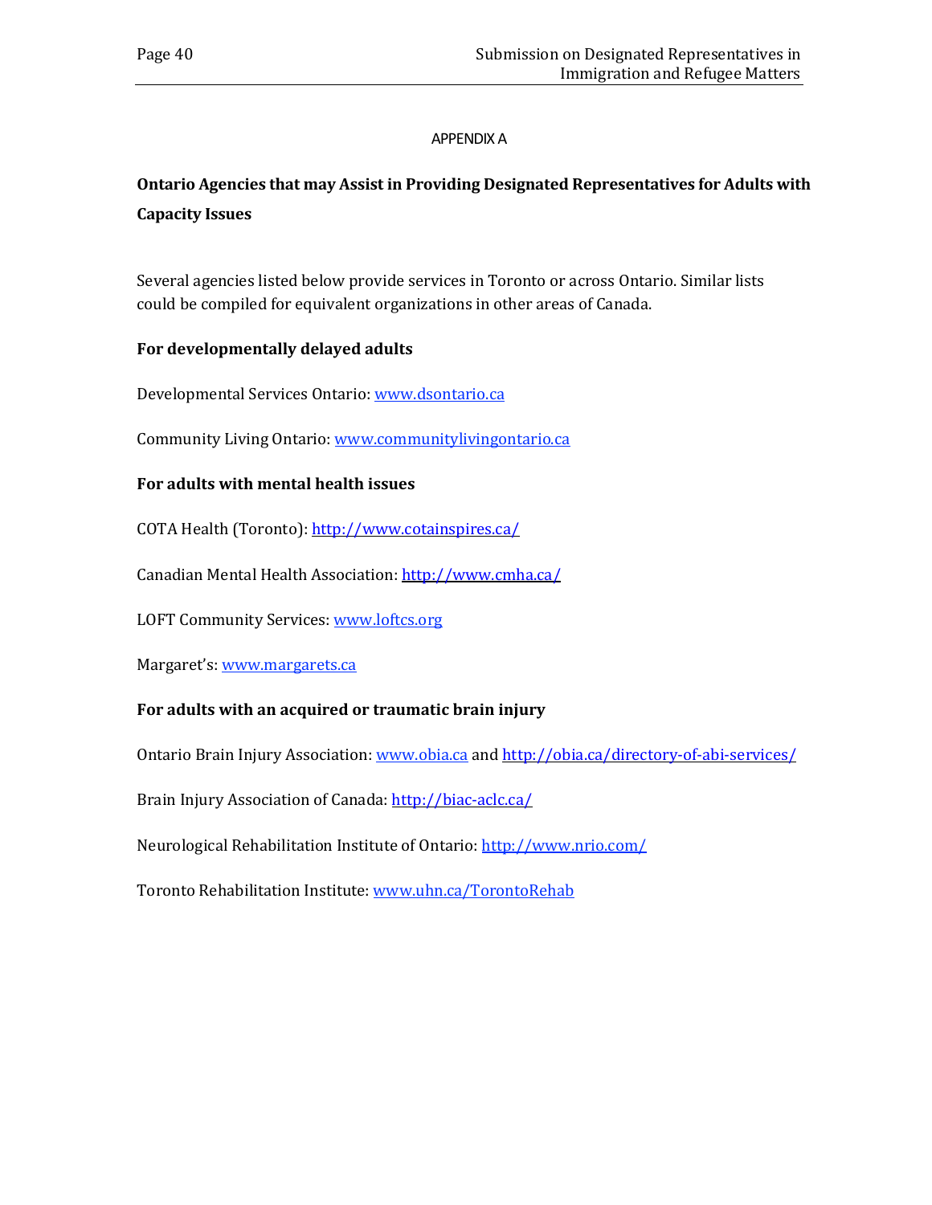APPENDIX A

## Ontario Agencies that may Assist in Providing Designated Representatives for Adults with Capacity Issues

Several agencies listed below provide services in Toronto or across Ontario. Similar lists could be compiled for equivalent organizations in other areas of Canada.

### For developmentally delayed adults

Developmental Services Ontario: www.dsontario.ca

Community Living Ontario: www.communitylivingontario.ca

### For adults with mental health issues

COTA Health (Toronto): http://www.cotainspires.ca/

Canadian Mental Health Association: http://www.cmha.ca/

LOFT Community Services: www.loftcs.org

Margaret's: www.margarets.ca

### For adults with an acquired or traumatic brain injury

Ontario Brain Injury Association: www.obia.ca and http://obia.ca/directory-of-abi-services/

Brain Injury Association of Canada: http://biac-aclc.ca/

Neurological Rehabilitation Institute of Ontario: http://www.nrio.com/

Toronto Rehabilitation Institute: www.uhn.ca/TorontoRehab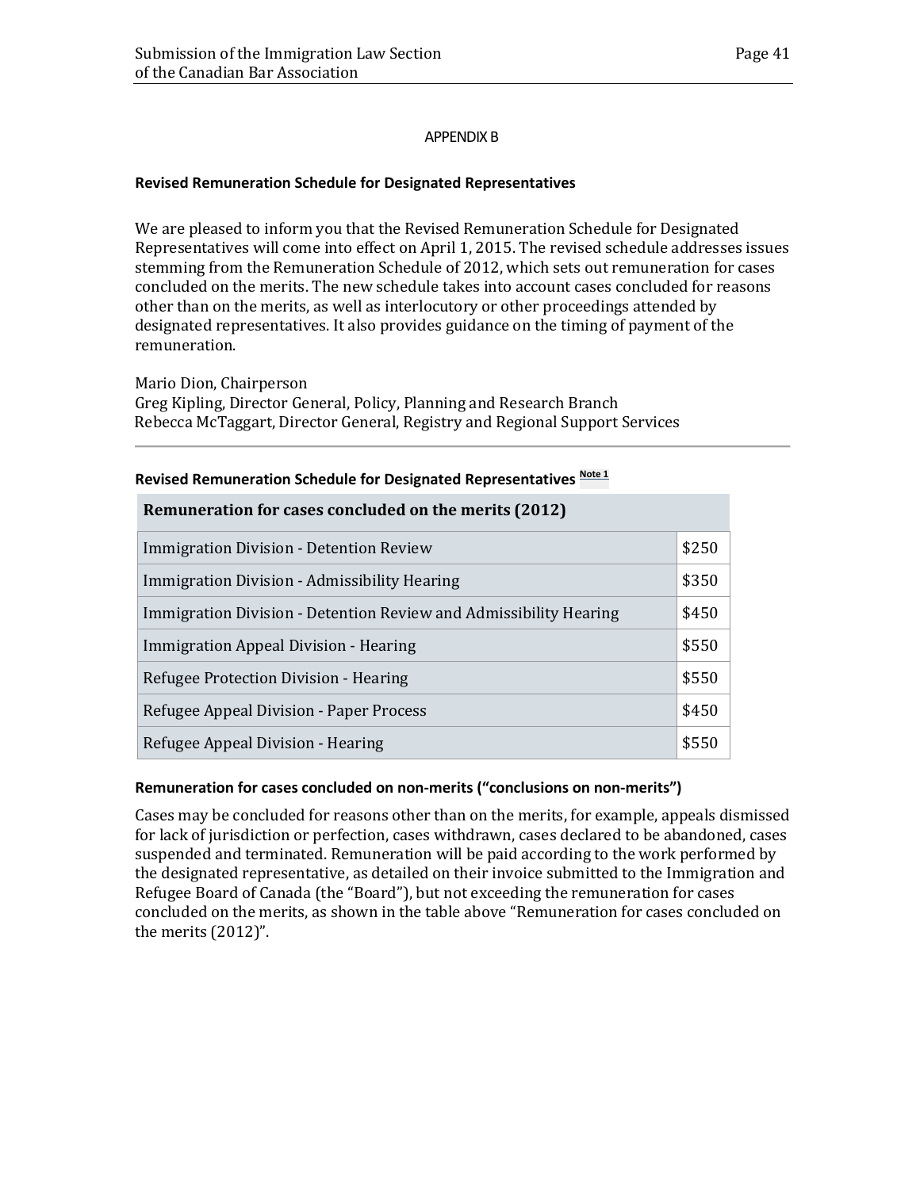APPENDIX B

**Revised Remuneration Schedule for Designated Representatives**

We are pleased to inform you that the Revised Remuneration Schedule for Designated Representatives will come into effect on April 1, 2015. The revised schedule addresses issues stemming from the Remuneration Schedule of 2012, which sets out remuneration for cases concluded on the merits. The new schedule takes into account cases concluded for reasons other than on the merits, as well as interlocutory or other proceedings attended by designated representatives. It also provides guidance on the timing of payment of the remuneration.

Mario Dion, Chairperson
Greg Kipling, Director General, Policy, Planning and Research Branch
Rebecca McTaggart, Director General, Registry and Regional Support Services

---

**Revised Remuneration Schedule for Designated Representatives** [Note 1]

| Remuneration for cases concluded on the merits (2012) | |
|---|---|
| Immigration Division - Detention Review | $250 |
| Immigration Division - Admissibility Hearing | $350 |
| Immigration Division - Detention Review and Admissibility Hearing | $450 |
| Immigration Appeal Division - Hearing | $550 |
| Refugee Protection Division - Hearing | $550 |
| Refugee Appeal Division - Paper Process | $450 |
| Refugee Appeal Division - Hearing | $550 |

**Remuneration for cases concluded on non-merits ("conclusions on non-merits")**

Cases may be concluded for reasons other than on the merits, for example, appeals dismissed for lack of jurisdiction or perfection, cases withdrawn, cases declared to be abandoned, cases suspended and terminated. Remuneration will be paid according to the work performed by the designated representative, as detailed on their invoice submitted to the Immigration and Refugee Board of Canada (the "Board"), but not exceeding the remuneration for cases concluded on the merits, as shown in the table above "Remuneration for cases concluded on the merits (2012)".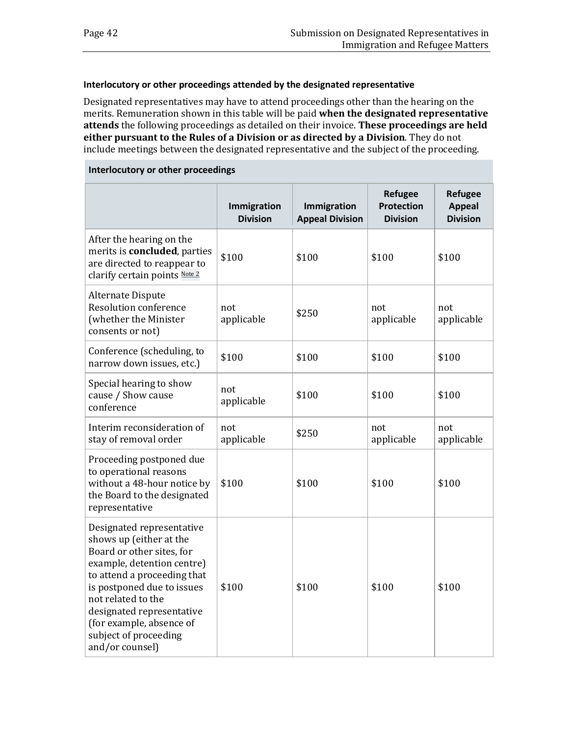**Interlocutory or other proceedings attended by the designated representative**

Designated representatives may have to attend proceedings other than the hearing on the merits. Remuneration shown in this table will be paid **when the designated representative attends** the following proceedings as detailed on their invoice. **These proceedings are held either pursuant to the Rules of a Division or as directed by a Division**. They do not include meetings between the designated representative and the subject of the proceeding.

**Interlocutory or other proceedings**

| | Immigration Division | Immigration Appeal Division | Refugee Protection Division | Refugee Appeal Division |
|---|---|---|---|---|
| After the hearing on the merits is **concluded**, parties are directed to reappear to clarify certain points Note 2 | $100 | $100 | $100 | $100 |
| Alternate Dispute Resolution conference (whether the Minister consents or not) | not applicable | $250 | not applicable | not applicable |
| Conference (scheduling, to narrow down issues, etc.) | $100 | $100 | $100 | $100 |
| Special hearing to show cause / Show cause conference | not applicable | $100 | $100 | $100 |
| Interim reconsideration of stay of removal order | not applicable | $250 | not applicable | not applicable |
| Proceeding postponed due to operational reasons without a 48-hour notice by the Board to the designated representative | $100 | $100 | $100 | $100 |
| Designated representative shows up (either at the Board or other sites, for example, detention centre) to attend a proceeding that is postponed due to issues not related to the designated representative (for example, absence of subject of proceeding and/or counsel) | $100 | $100 | $100 | $100 |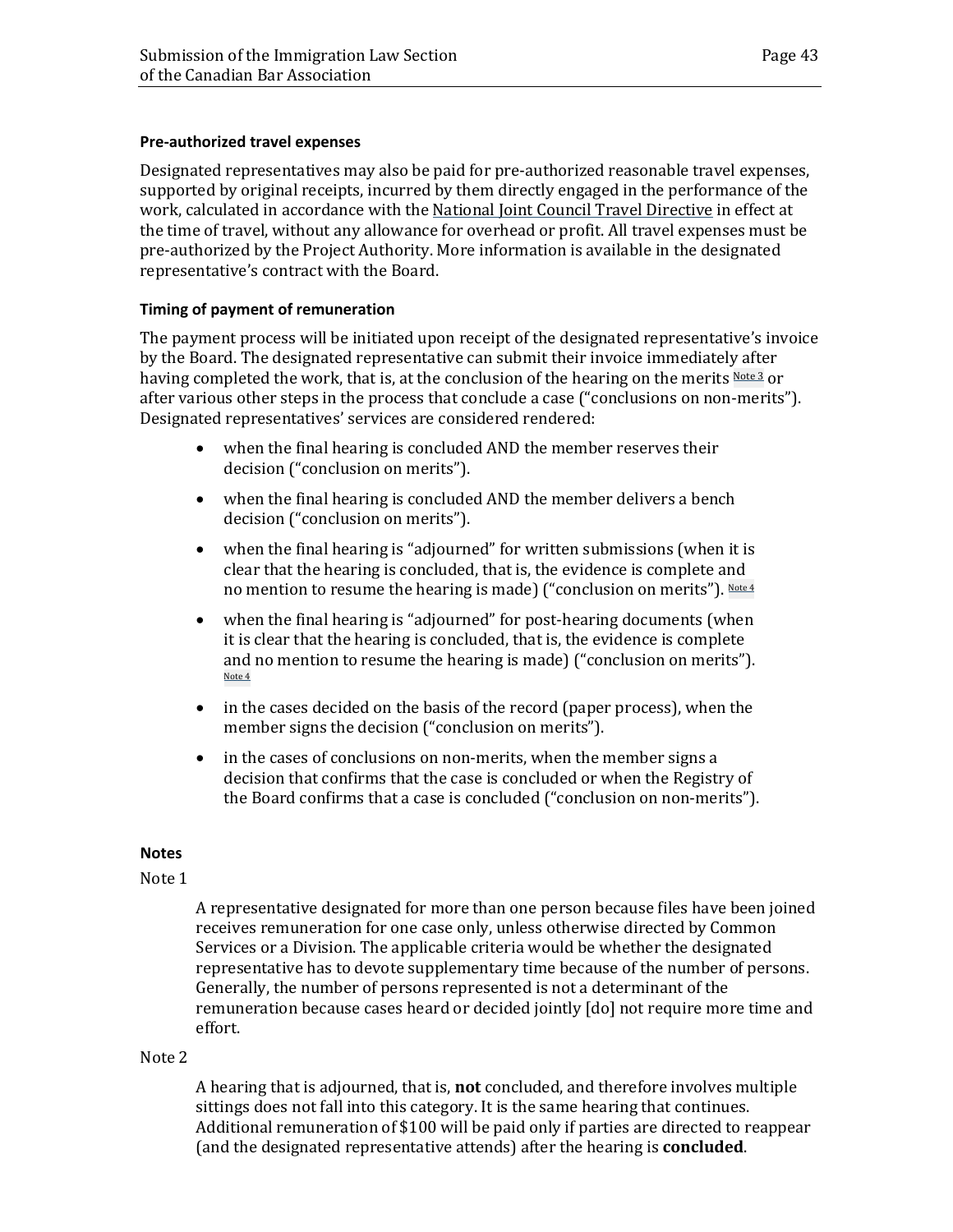#### Pre-authorized travel expenses

Designated representatives may also be paid for pre-authorized reasonable travel expenses, supported by original receipts, incurred by them directly engaged in the performance of the work, calculated in accordance with the National Joint Council Travel Directive in effect at the time of travel, without any allowance for overhead or profit. All travel expenses must be pre-authorized by the Project Authority. More information is available in the designated representative's contract with the Board.

#### Timing of payment of remuneration

The payment process will be initiated upon receipt of the designated representative's invoice by the Board. The designated representative can submit their invoice immediately after having completed the work, that is, at the conclusion of the hearing on the merits [Note 3] or after various other steps in the process that conclude a case ("conclusions on non-merits"). Designated representatives' services are considered rendered:

- when the final hearing is concluded AND the member reserves their decision ("conclusion on merits").
- when the final hearing is concluded AND the member delivers a bench decision ("conclusion on merits").
- when the final hearing is "adjourned" for written submissions (when it is clear that the hearing is concluded, that is, the evidence is complete and no mention to resume the hearing is made) ("conclusion on merits"). [Note 4]
- when the final hearing is "adjourned" for post-hearing documents (when it is clear that the hearing is concluded, that is, the evidence is complete and no mention to resume the hearing is made) ("conclusion on merits"). [Note 4]
- in the cases decided on the basis of the record (paper process), when the member signs the decision ("conclusion on merits").
- in the cases of conclusions on non-merits, when the member signs a decision that confirms that the case is concluded or when the Registry of the Board confirms that a case is concluded ("conclusion on non-merits").

#### Notes

Note 1

> A representative designated for more than one person because files have been joined receives remuneration for one case only, unless otherwise directed by Common Services or a Division. The applicable criteria would be whether the designated representative has to devote supplementary time because of the number of persons. Generally, the number of persons represented is not a determinant of the remuneration because cases heard or decided jointly [do] not require more time and effort.

Note 2

> A hearing that is adjourned, that is, **not** concluded, and therefore involves multiple sittings does not fall into this category. It is the same hearing that continues. Additional remuneration of $100 will be paid only if parties are directed to reappear (and the designated representative attends) after the hearing is **concluded**.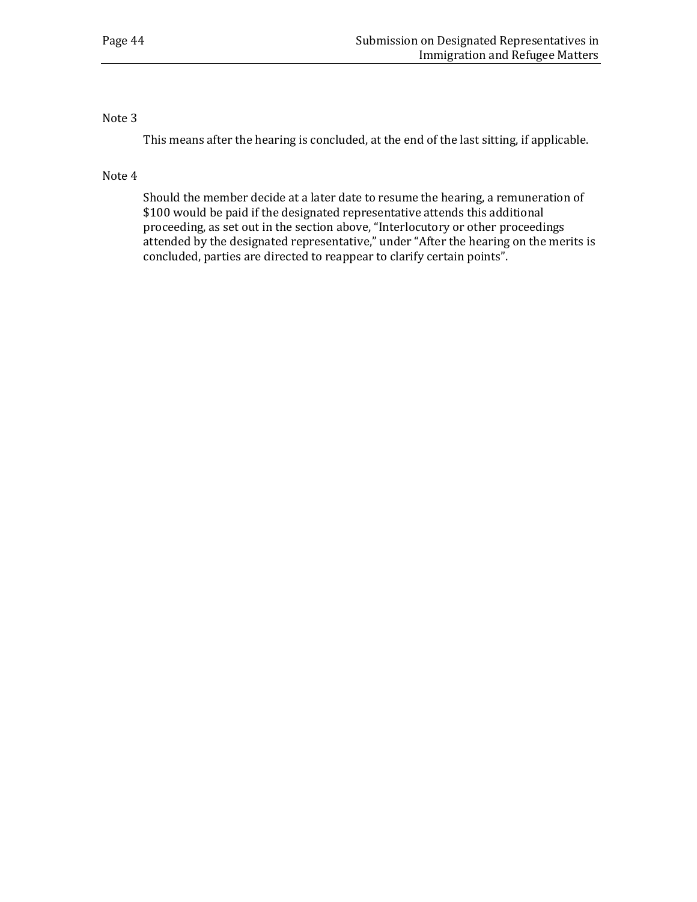Note 3

This means after the hearing is concluded, at the end of the last sitting, if applicable.

Note 4

Should the member decide at a later date to resume the hearing, a remuneration of $100 would be paid if the designated representative attends this additional proceeding, as set out in the section above, “Interlocutory or other proceedings attended by the designated representative,” under “After the hearing on the merits is concluded, parties are directed to reappear to clarify certain points”.